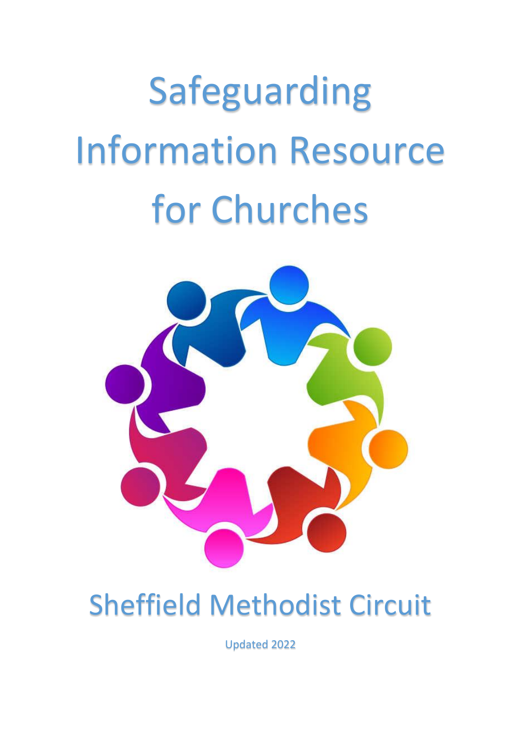# Safeguarding Information Resource for Churches

## Sheffield Methodist Circuit

Updated 2022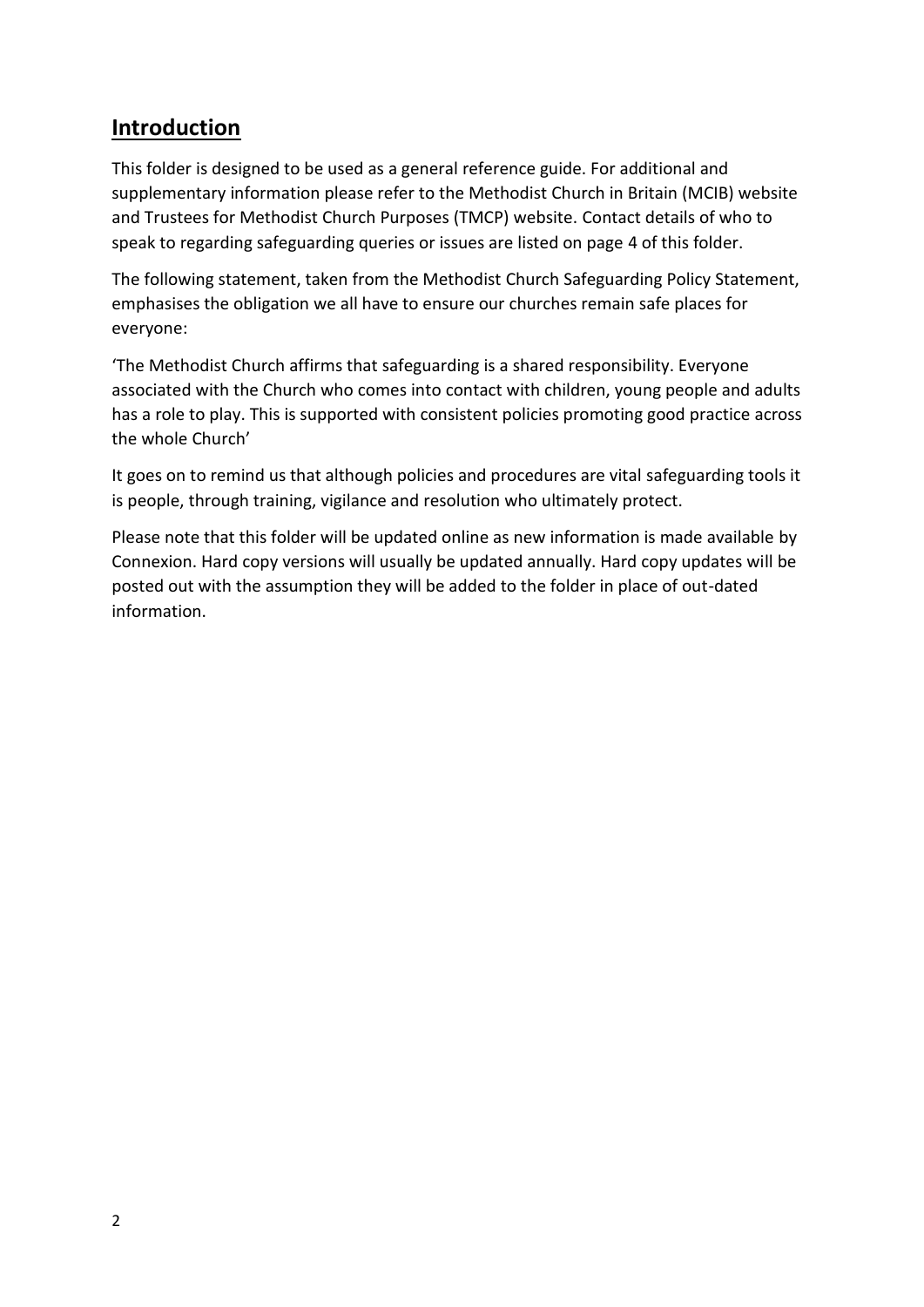## Introduction

This folder is designed to be used as a general reference guide. For additional and supplementary information please refer to the Methodist Church in Britain (MCIB) website and Trustees for Methodist Church Purposes (TMCP) website. Contact details of who to speak to regarding safeguarding queries or issues are listed on page 4 of this folder.

The following statement, taken from the Methodist Church Safeguarding Policy Statement, emphasises the obligation we all have to ensure our churches remain safe places for everyone:

'The Methodist Church affirms that safeguarding is a shared responsibility. Everyone associated with the Church who comes into contact with children, young people and adults has a role to play. This is supported with consistent policies promoting good practice across the whole Church'

It goes on to remind us that although policies and procedures are vital safeguarding tools it is people, through training, vigilance and resolution who ultimately protect.

Please note that this folder will be updated online as new information is made available by Connexion. Hard copy versions will usually be updated annually. Hard copy updates will be posted out with the assumption they will be added to the folder in place of out-dated information.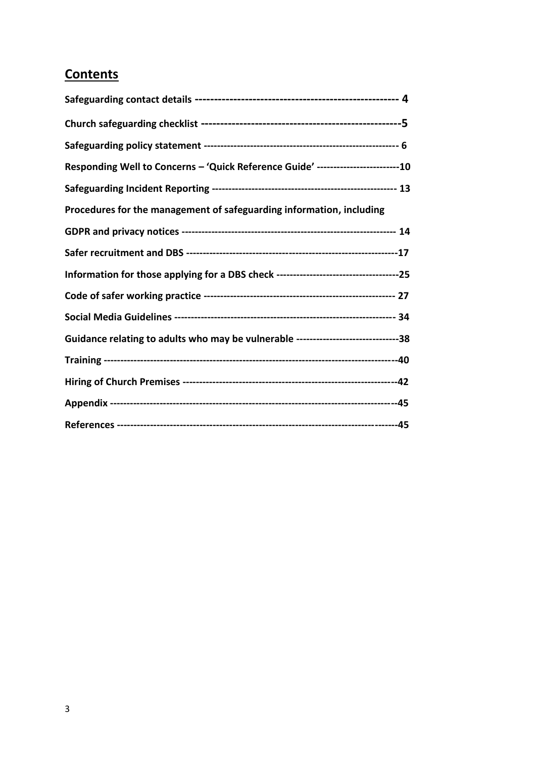## Contents

**Safeguarding contact details ---------------------------------------------------- 4**

**Church safeguarding checklist ---------------------------------------------------5**

**Safeguarding policy statement ---------------------------------------------------------- 6**

**Responding Well to Concerns – 'Quick Reference Guide' ------------------------10**

**Safeguarding Incident Reporting ------------------------------------------------------ 13**

**Procedures for the management of safeguarding information, including**

**GDPR and privacy notices --------------------------------------------------------------- 14**

**Safer recruitment and DBS --------------------------------------------------------------17**

**Information for those applying for a DBS check ------------------------------------25**

**Code of safer working practice -------------------------------------------------------- 27**

**Social Media Guidelines ----------------------------------------------------------------- 34**

**Guidance relating to adults who may be vulnerable ------------------------------38**

**Training ---------------------------------------------------------------------------------------40**

**Hiring of Church Premises ---------------------------------------------------------------42**

**Appendix --------------------------------------------------------------------------------------45**

**References ------------------------------------------------------------------------------------45**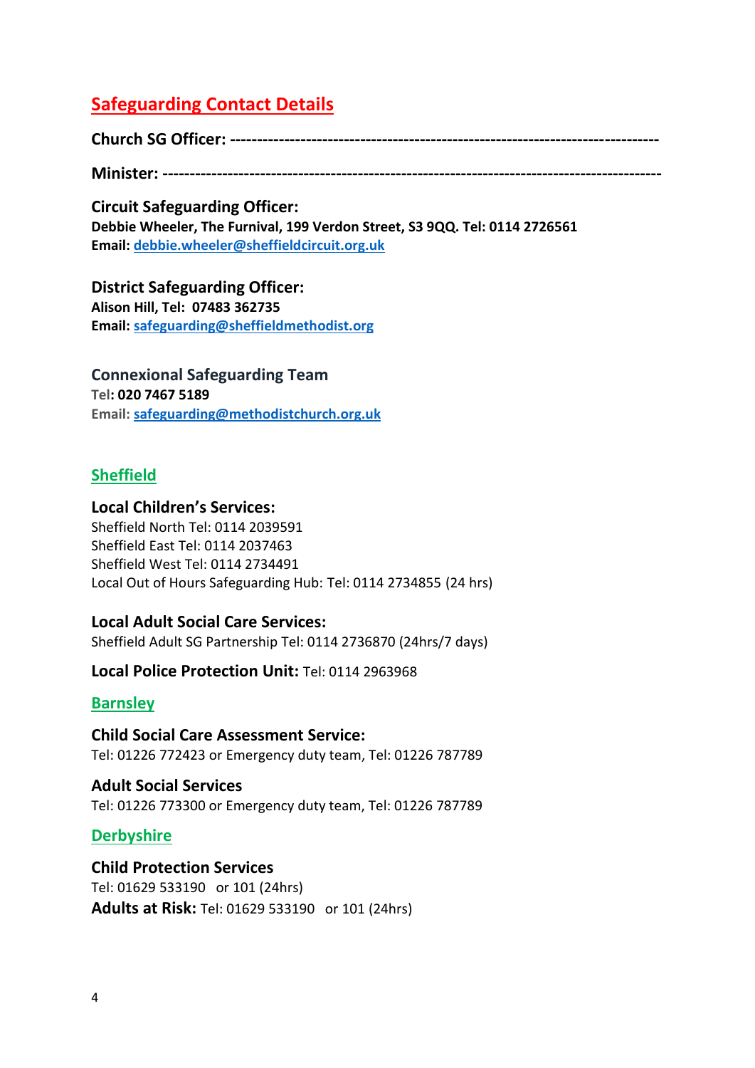## Safeguarding Contact Details

**Church SG Officer: ---------------------------------------------------------------------------**

**Minister: ---------------------------------------------------------------------------------------**

**Circuit Safeguarding Officer:**
**Debbie Wheeler, The Furnival, 199 Verdon Street, S3 9QQ. Tel: 0114 2726561**
**Email: debbie.wheeler@sheffieldcircuit.org.uk**

**District Safeguarding Officer:**
**Alison Hill, Tel: 07483 362735**
**Email: safeguarding@sheffieldmethodist.org**

**Connexional Safeguarding Team**
**Tel: 020 7467 5189**
**Email: safeguarding@methodistchurch.org.uk**

### Sheffield

**Local Children's Services:**
Sheffield North Tel: 0114 2039591
Sheffield East Tel: 0114 2037463
Sheffield West Tel: 0114 2734491
Local Out of Hours Safeguarding Hub: Tel: 0114 2734855 (24 hrs)

**Local Adult Social Care Services:**
Sheffield Adult SG Partnership Tel: 0114 2736870 (24hrs/7 days)

**Local Police Protection Unit:** Tel: 0114 2963968

### Barnsley

**Child Social Care Assessment Service:**
Tel: 01226 772423 or Emergency duty team, Tel: 01226 787789

**Adult Social Services**
Tel: 01226 773300 or Emergency duty team, Tel: 01226 787789

### Derbyshire

**Child Protection Services**
Tel: 01629 533190 or 101 (24hrs)
**Adults at Risk:** Tel: 01629 533190 or 101 (24hrs)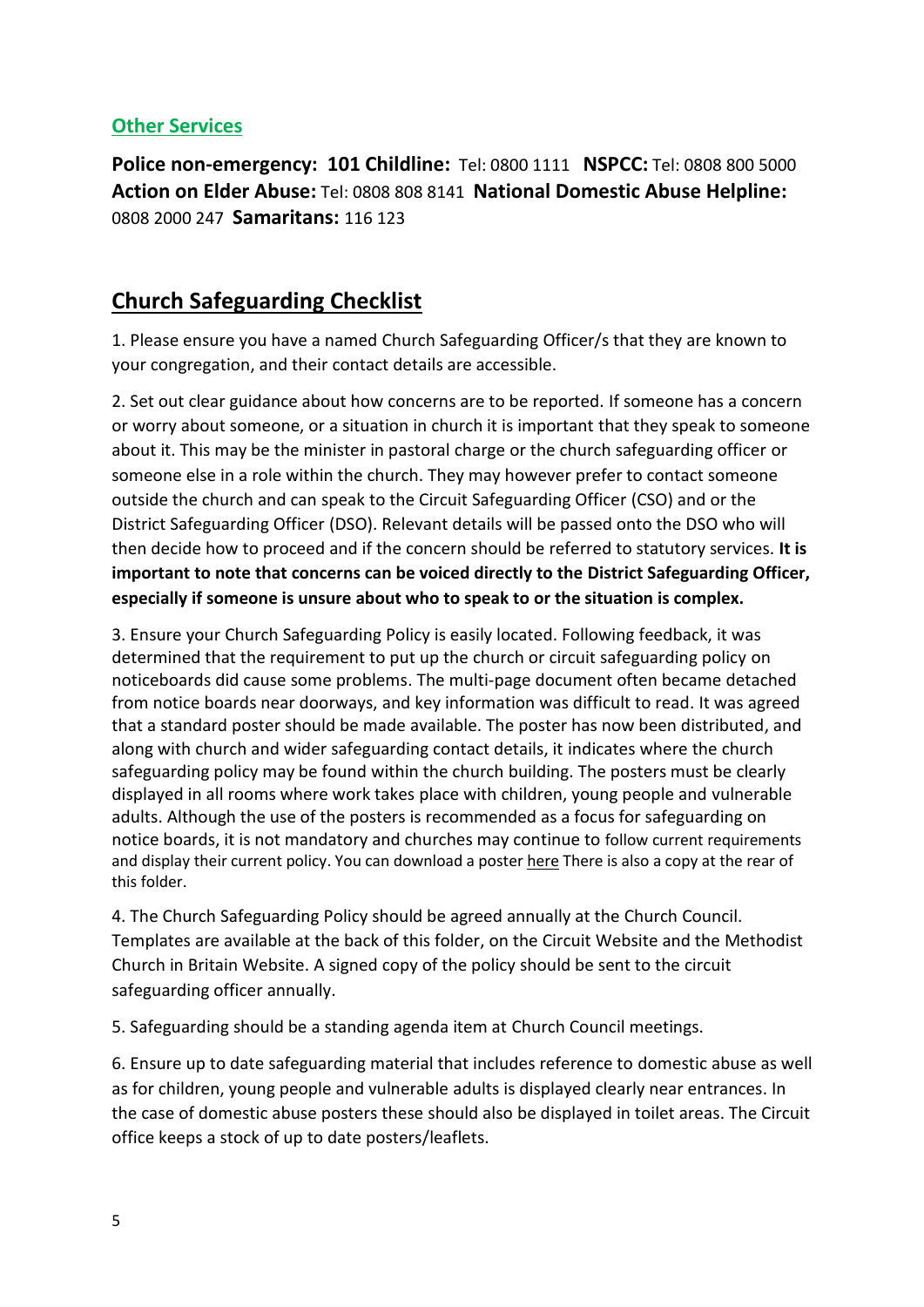## Other Services

**Police non-emergency: 101 Childline:** Tel: 0800 1111 **NSPCC:** Tel: 0808 800 5000 **Action on Elder Abuse:** Tel: 0808 808 8141 **National Domestic Abuse Helpline:** 0808 2000 247 **Samaritans:** 116 123

## Church Safeguarding Checklist

1. Please ensure you have a named Church Safeguarding Officer/s that they are known to your congregation, and their contact details are accessible.

2. Set out clear guidance about how concerns are to be reported. If someone has a concern or worry about someone, or a situation in church it is important that they speak to someone about it. This may be the minister in pastoral charge or the church safeguarding officer or someone else in a role within the church. They may however prefer to contact someone outside the church and can speak to the Circuit Safeguarding Officer (CSO) and or the District Safeguarding Officer (DSO). Relevant details will be passed onto the DSO who will then decide how to proceed and if the concern should be referred to statutory services. **It is important to note that concerns can be voiced directly to the District Safeguarding Officer, especially if someone is unsure about who to speak to or the situation is complex.**

3. Ensure your Church Safeguarding Policy is easily located. Following feedback, it was determined that the requirement to put up the church or circuit safeguarding policy on noticeboards did cause some problems. The multi-page document often became detached from notice boards near doorways, and key information was difficult to read. It was agreed that a standard poster should be made available. The poster has now been distributed, and along with church and wider safeguarding contact details, it indicates where the church safeguarding policy may be found within the church building. The posters must be clearly displayed in all rooms where work takes place with children, young people and vulnerable adults. Although the use of the posters is recommended as a focus for safeguarding on notice boards, it is not mandatory and churches may continue to follow current requirements and display their current policy. You can download a poster here There is also a copy at the rear of this folder.

4. The Church Safeguarding Policy should be agreed annually at the Church Council. Templates are available at the back of this folder, on the Circuit Website and the Methodist Church in Britain Website. A signed copy of the policy should be sent to the circuit safeguarding officer annually.

5. Safeguarding should be a standing agenda item at Church Council meetings.

6. Ensure up to date safeguarding material that includes reference to domestic abuse as well as for children, young people and vulnerable adults is displayed clearly near entrances. In the case of domestic abuse posters these should also be displayed in toilet areas. The Circuit office keeps a stock of up to date posters/leaflets.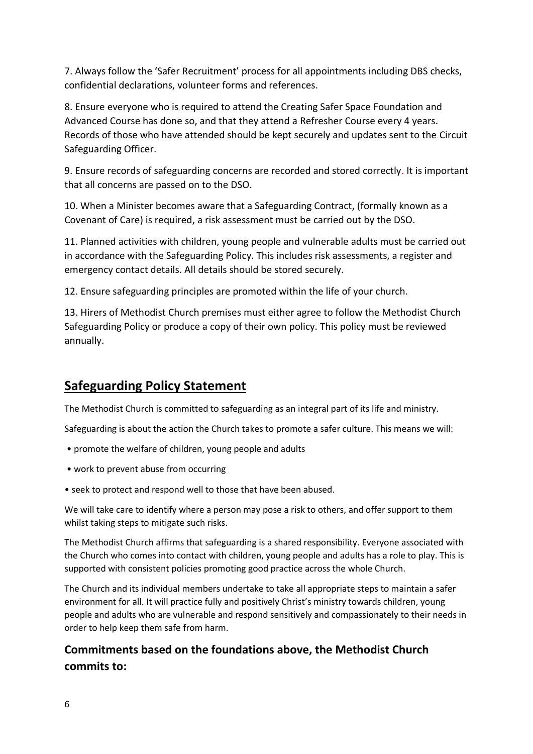7. Always follow the 'Safer Recruitment' process for all appointments including DBS checks, confidential declarations, volunteer forms and references.

8. Ensure everyone who is required to attend the Creating Safer Space Foundation and Advanced Course has done so, and that they attend a Refresher Course every 4 years. Records of those who have attended should be kept securely and updates sent to the Circuit Safeguarding Officer.

9. Ensure records of safeguarding concerns are recorded and stored correctly. It is important that all concerns are passed on to the DSO.

10. When a Minister becomes aware that a Safeguarding Contract, (formally known as a Covenant of Care) is required, a risk assessment must be carried out by the DSO.

11. Planned activities with children, young people and vulnerable adults must be carried out in accordance with the Safeguarding Policy. This includes risk assessments, a register and emergency contact details. All details should be stored securely.

12. Ensure safeguarding principles are promoted within the life of your church.

13. Hirers of Methodist Church premises must either agree to follow the Methodist Church Safeguarding Policy or produce a copy of their own policy. This policy must be reviewed annually.

## Safeguarding Policy Statement

The Methodist Church is committed to safeguarding as an integral part of its life and ministry.

Safeguarding is about the action the Church takes to promote a safer culture. This means we will:

- promote the welfare of children, young people and adults
- work to prevent abuse from occurring
- seek to protect and respond well to those that have been abused.

We will take care to identify where a person may pose a risk to others, and offer support to them whilst taking steps to mitigate such risks.

The Methodist Church affirms that safeguarding is a shared responsibility. Everyone associated with the Church who comes into contact with children, young people and adults has a role to play. This is supported with consistent policies promoting good practice across the whole Church.

The Church and its individual members undertake to take all appropriate steps to maintain a safer environment for all. It will practice fully and positively Christ's ministry towards children, young people and adults who are vulnerable and respond sensitively and compassionately to their needs in order to help keep them safe from harm.

### Commitments based on the foundations above, the Methodist Church commits to: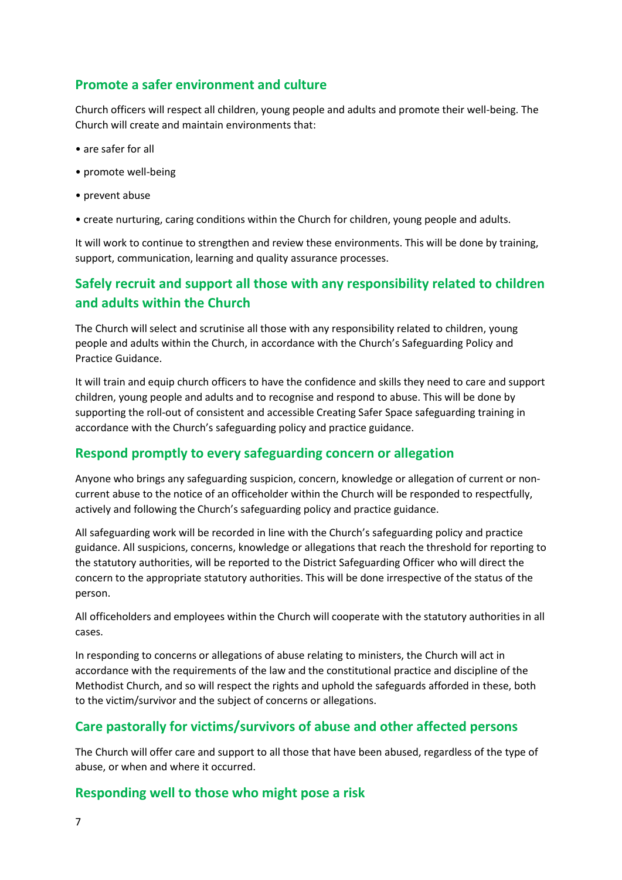## Promote a safer environment and culture

Church officers will respect all children, young people and adults and promote their well-being. The Church will create and maintain environments that:

- are safer for all
- promote well-being
- prevent abuse
- create nurturing, caring conditions within the Church for children, young people and adults.

It will work to continue to strengthen and review these environments. This will be done by training, support, communication, learning and quality assurance processes.

## Safely recruit and support all those with any responsibility related to children and adults within the Church

The Church will select and scrutinise all those with any responsibility related to children, young people and adults within the Church, in accordance with the Church's Safeguarding Policy and Practice Guidance.

It will train and equip church officers to have the confidence and skills they need to care and support children, young people and adults and to recognise and respond to abuse. This will be done by supporting the roll-out of consistent and accessible Creating Safer Space safeguarding training in accordance with the Church's safeguarding policy and practice guidance.

## Respond promptly to every safeguarding concern or allegation

Anyone who brings any safeguarding suspicion, concern, knowledge or allegation of current or non-current abuse to the notice of an officeholder within the Church will be responded to respectfully, actively and following the Church's safeguarding policy and practice guidance.

All safeguarding work will be recorded in line with the Church's safeguarding policy and practice guidance. All suspicions, concerns, knowledge or allegations that reach the threshold for reporting to the statutory authorities, will be reported to the District Safeguarding Officer who will direct the concern to the appropriate statutory authorities. This will be done irrespective of the status of the person.

All officeholders and employees within the Church will cooperate with the statutory authorities in all cases.

In responding to concerns or allegations of abuse relating to ministers, the Church will act in accordance with the requirements of the law and the constitutional practice and discipline of the Methodist Church, and so will respect the rights and uphold the safeguards afforded in these, both to the victim/survivor and the subject of concerns or allegations.

## Care pastorally for victims/survivors of abuse and other affected persons

The Church will offer care and support to all those that have been abused, regardless of the type of abuse, or when and where it occurred.

## Responding well to those who might pose a risk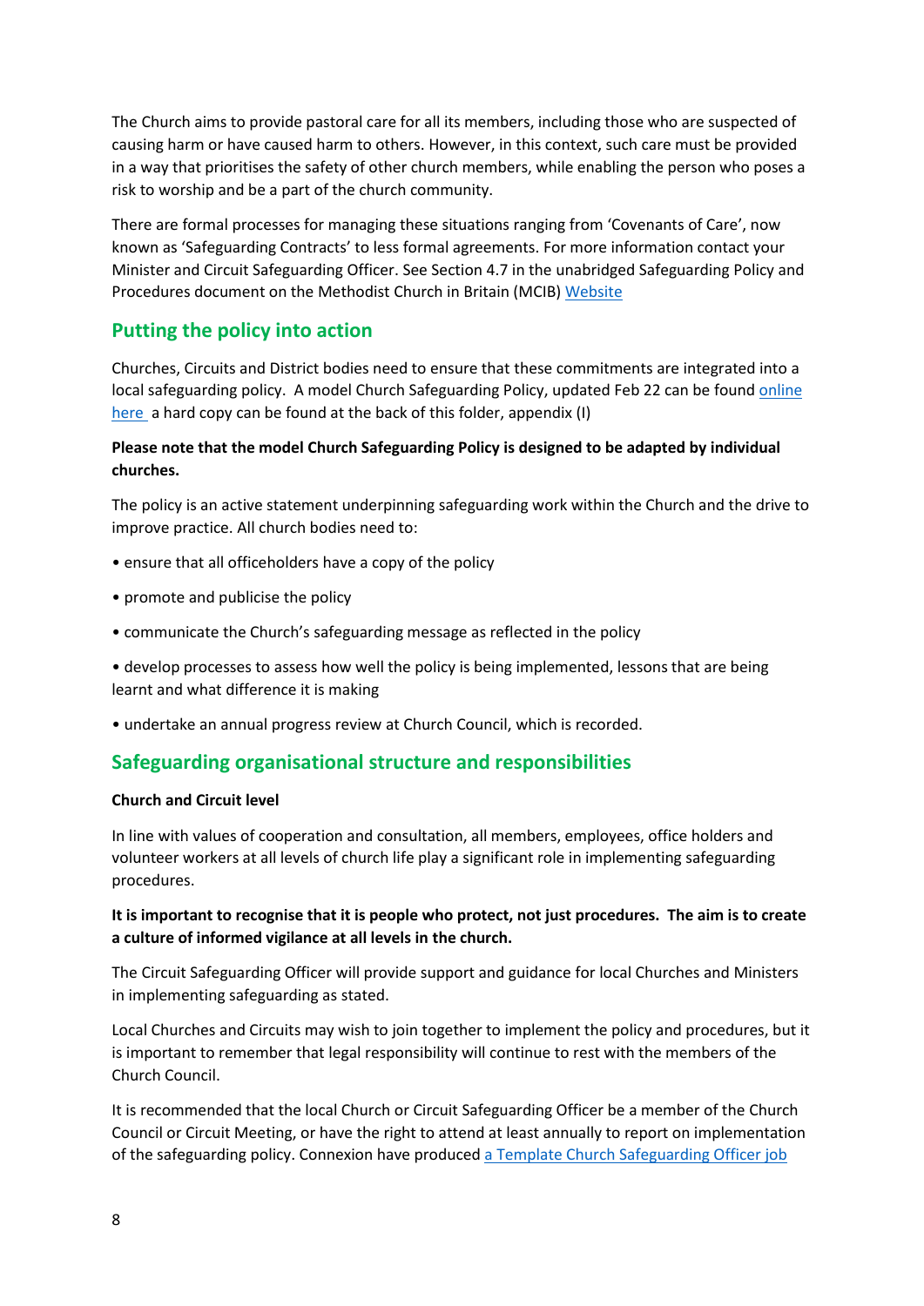The Church aims to provide pastoral care for all its members, including those who are suspected of causing harm or have caused harm to others. However, in this context, such care must be provided in a way that prioritises the safety of other church members, while enabling the person who poses a risk to worship and be a part of the church community.

There are formal processes for managing these situations ranging from 'Covenants of Care', now known as 'Safeguarding Contracts' to less formal agreements. For more information contact your Minister and Circuit Safeguarding Officer. See Section 4.7 in the unabridged Safeguarding Policy and Procedures document on the Methodist Church in Britain (MCIB) Website

## Putting the policy into action

Churches, Circuits and District bodies need to ensure that these commitments are integrated into a local safeguarding policy. A model Church Safeguarding Policy, updated Feb 22 can be found online here a hard copy can be found at the back of this folder, appendix (I)

**Please note that the model Church Safeguarding Policy is designed to be adapted by individual churches.**

The policy is an active statement underpinning safeguarding work within the Church and the drive to improve practice. All church bodies need to:

- ensure that all officeholders have a copy of the policy
- promote and publicise the policy
- communicate the Church's safeguarding message as reflected in the policy
- develop processes to assess how well the policy is being implemented, lessons that are being learnt and what difference it is making
- undertake an annual progress review at Church Council, which is recorded.

## Safeguarding organisational structure and responsibilities

**Church and Circuit level**

In line with values of cooperation and consultation, all members, employees, office holders and volunteer workers at all levels of church life play a significant role in implementing safeguarding procedures.

**It is important to recognise that it is people who protect, not just procedures. The aim is to create a culture of informed vigilance at all levels in the church.**

The Circuit Safeguarding Officer will provide support and guidance for local Churches and Ministers in implementing safeguarding as stated.

Local Churches and Circuits may wish to join together to implement the policy and procedures, but it is important to remember that legal responsibility will continue to rest with the members of the Church Council.

It is recommended that the local Church or Circuit Safeguarding Officer be a member of the Church Council or Circuit Meeting, or have the right to attend at least annually to report on implementation of the safeguarding policy. Connexion have produced a Template Church Safeguarding Officer job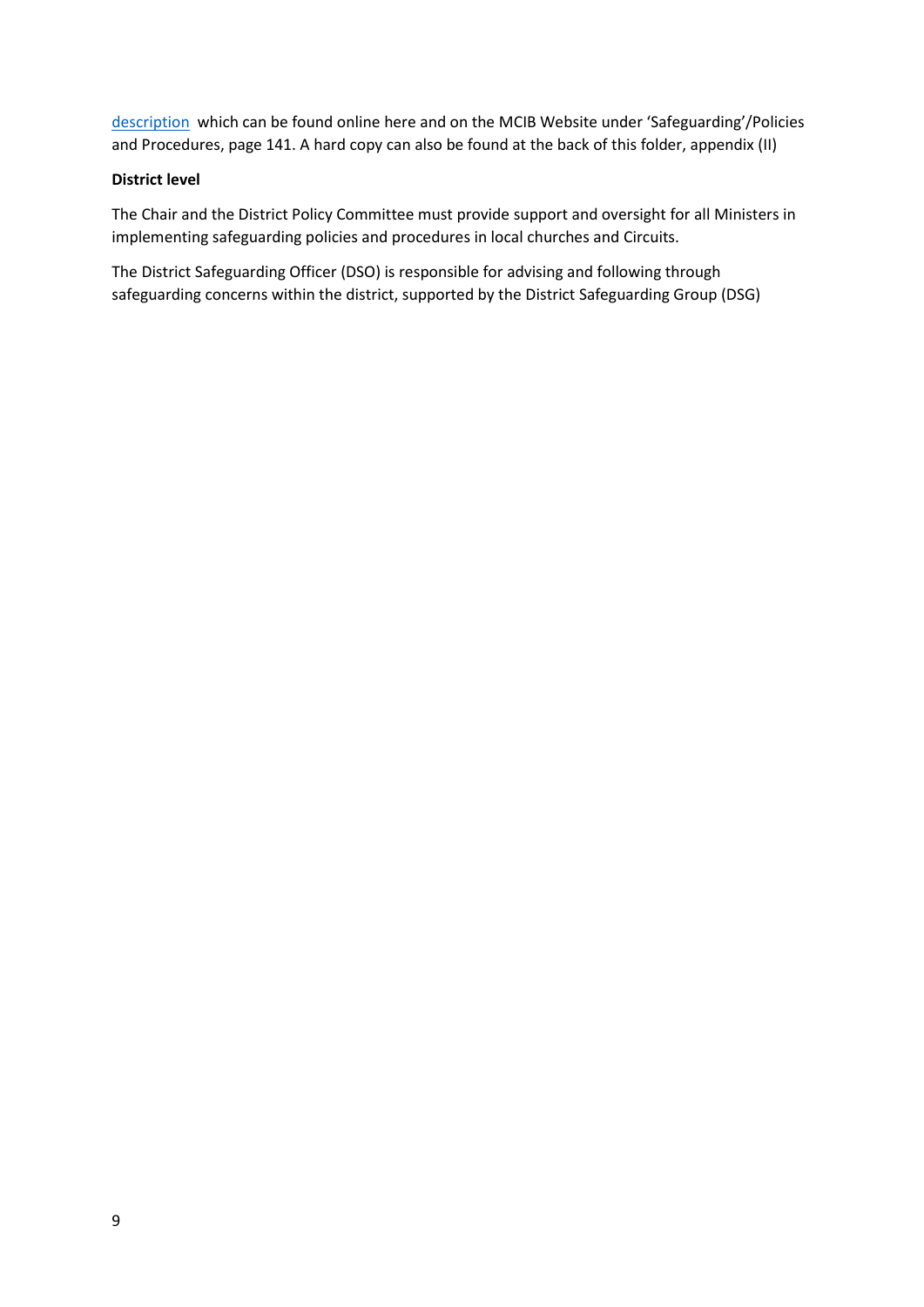description which can be found online here and on the MCIB Website under 'Safeguarding'/Policies and Procedures, page 141. A hard copy can also be found at the back of this folder, appendix (II)

**District level**

The Chair and the District Policy Committee must provide support and oversight for all Ministers in implementing safeguarding policies and procedures in local churches and Circuits.

The District Safeguarding Officer (DSO) is responsible for advising and following through safeguarding concerns within the district, supported by the District Safeguarding Group (DSG)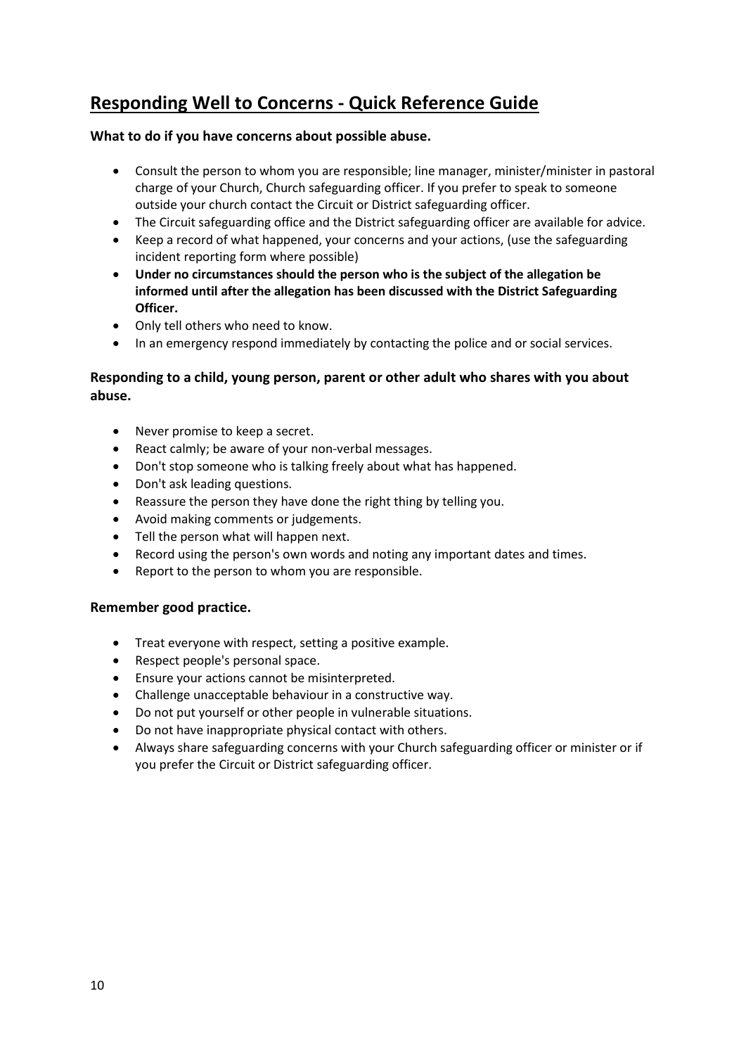# Responding Well to Concerns - Quick Reference Guide

**What to do if you have concerns about possible abuse.**

- Consult the person to whom you are responsible; line manager, minister/minister in pastoral charge of your Church, Church safeguarding officer. If you prefer to speak to someone outside your church contact the Circuit or District safeguarding officer.
- The Circuit safeguarding office and the District safeguarding officer are available for advice.
- Keep a record of what happened, your concerns and your actions, (use the safeguarding incident reporting form where possible)
- **Under no circumstances should the person who is the subject of the allegation be informed until after the allegation has been discussed with the District Safeguarding Officer.**
- Only tell others who need to know.
- In an emergency respond immediately by contacting the police and or social services.

**Responding to a child, young person, parent or other adult who shares with you about abuse.**

- Never promise to keep a secret.
- React calmly; be aware of your non-verbal messages.
- Don't stop someone who is talking freely about what has happened.
- Don't ask leading questions.
- Reassure the person they have done the right thing by telling you.
- Avoid making comments or judgements.
- Tell the person what will happen next.
- Record using the person's own words and noting any important dates and times.
- Report to the person to whom you are responsible.

**Remember good practice.**

- Treat everyone with respect, setting a positive example.
- Respect people's personal space.
- Ensure your actions cannot be misinterpreted.
- Challenge unacceptable behaviour in a constructive way.
- Do not put yourself or other people in vulnerable situations.
- Do not have inappropriate physical contact with others.
- Always share safeguarding concerns with your Church safeguarding officer or minister or if you prefer the Circuit or District safeguarding officer.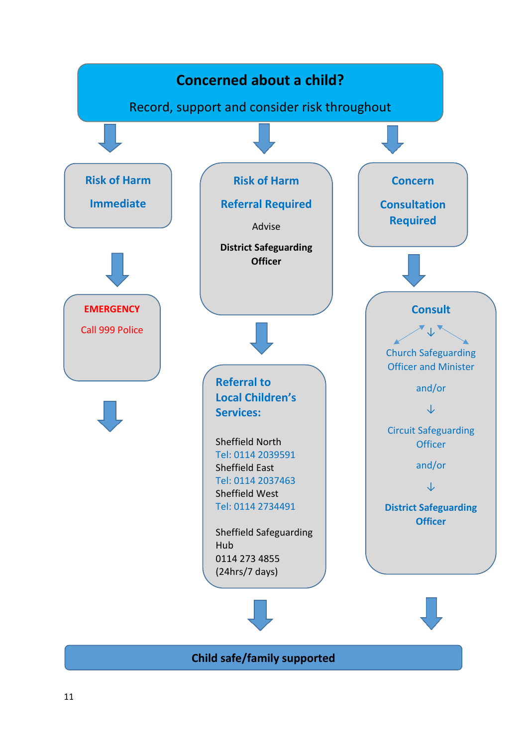# Concerned about a child?

Record, support and consider risk throughout

**Risk of Harm**

**Immediate**

↓

**EMERGENCY**

Call 999 Police

↓

**Risk of Harm**

**Referral Required**

Advise

**District Safeguarding Officer**

↓

**Referral to Local Children's Services:**

Sheffield North
Tel: 0114 2039591
Sheffield East
Tel: 0114 2037463
Sheffield West
Tel: 0114 2734491

Sheffield Safeguarding Hub
0114 273 4855
(24hrs/7 days)

↓

**Concern**

**Consultation Required**

↓

**Consult**

Church Safeguarding Officer and Minister

and/or

Circuit Safeguarding Officer

and/or

**District Safeguarding Officer**

↓

**Child safe/family supported**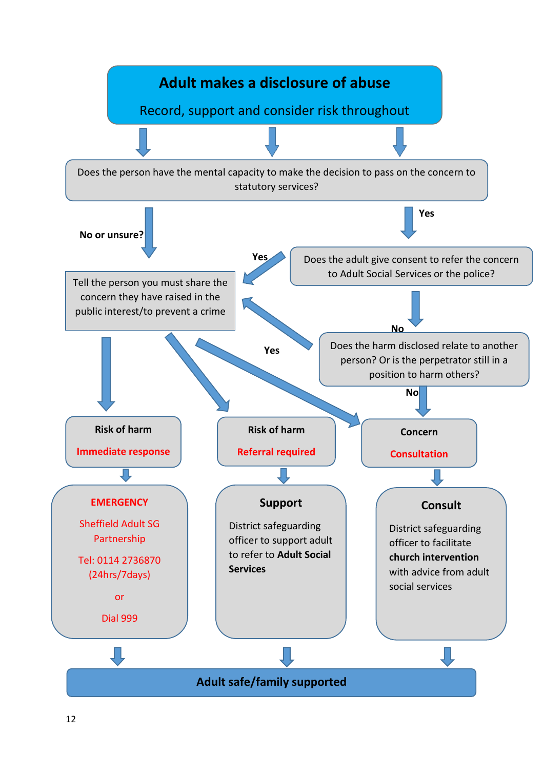# Adult makes a disclosure of abuse

Record, support and consider risk throughout

Does the person have the mental capacity to make the decision to pass on the concern to statutory services?

**No or unsure?**

**Yes**

Does the adult give consent to refer the concern to Adult Social Services or the police?

**Yes**

**No**

Tell the person you must share the concern they have raised in the public interest/to prevent a crime

Does the harm disclosed relate to another person? Or is the perpetrator still in a position to harm others?

**Yes**

**No**

**Risk of harm**

**Immediate response**

**Risk of harm**

**Referral required**

**Concern**

**Consultation**

**EMERGENCY**

Sheffield Adult SG Partnership

Tel: 0114 2736870 (24hrs/7days)

or

Dial 999

**Support**

District safeguarding officer to support adult to refer to **Adult Social Services**

**Consult**

District safeguarding officer to facilitate **church intervention** with advice from adult social services

**Adult safe/family supported**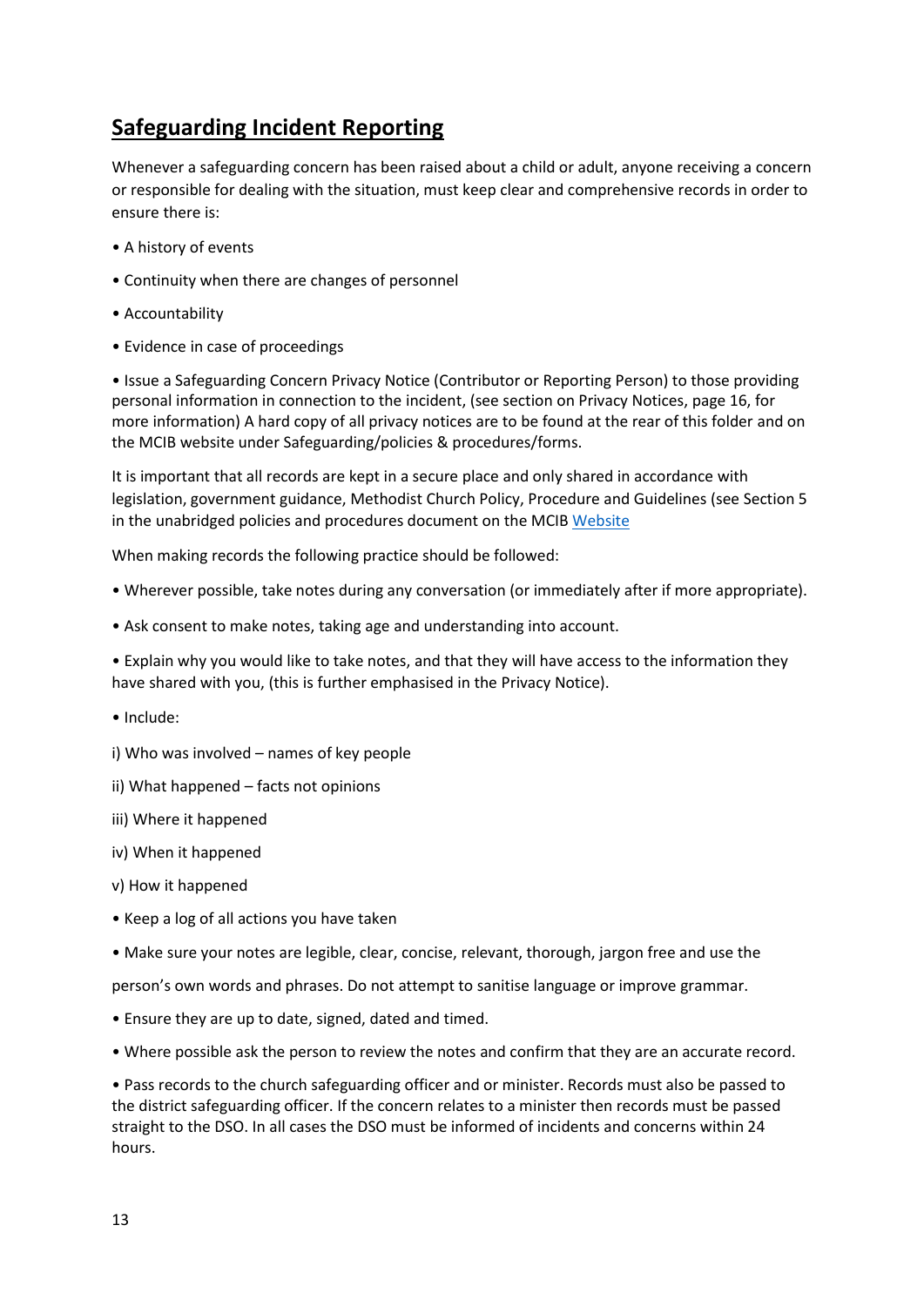## **Safeguarding Incident Reporting**

Whenever a safeguarding concern has been raised about a child or adult, anyone receiving a concern or responsible for dealing with the situation, must keep clear and comprehensive records in order to ensure there is:

- A history of events
- Continuity when there are changes of personnel
- Accountability
- Evidence in case of proceedings
- Issue a Safeguarding Concern Privacy Notice (Contributor or Reporting Person) to those providing personal information in connection to the incident, (see section on Privacy Notices, page 16, for more information) A hard copy of all privacy notices are to be found at the rear of this folder and on the MCIB website under Safeguarding/policies & procedures/forms.

It is important that all records are kept in a secure place and only shared in accordance with legislation, government guidance, Methodist Church Policy, Procedure and Guidelines (see Section 5 in the unabridged policies and procedures document on the MCIB Website

When making records the following practice should be followed:

- Wherever possible, take notes during any conversation (or immediately after if more appropriate).
- Ask consent to make notes, taking age and understanding into account.
- Explain why you would like to take notes, and that they will have access to the information they have shared with you, (this is further emphasised in the Privacy Notice).
- Include:

i) Who was involved – names of key people

ii) What happened – facts not opinions

iii) Where it happened

iv) When it happened

v) How it happened

- Keep a log of all actions you have taken
- Make sure your notes are legible, clear, concise, relevant, thorough, jargon free and use the person's own words and phrases. Do not attempt to sanitise language or improve grammar.
- Ensure they are up to date, signed, dated and timed.
- Where possible ask the person to review the notes and confirm that they are an accurate record.
- Pass records to the church safeguarding officer and or minister. Records must also be passed to the district safeguarding officer. If the concern relates to a minister then records must be passed straight to the DSO. In all cases the DSO must be informed of incidents and concerns within 24 hours.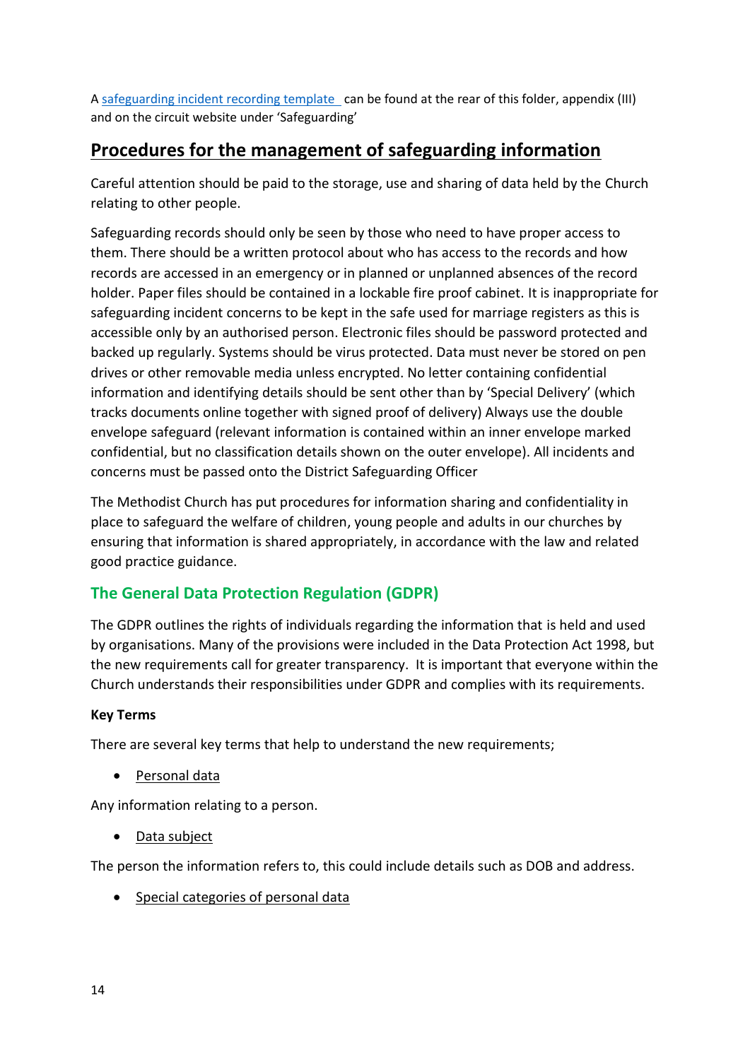A [safeguarding incident recording template](#) can be found at the rear of this folder, appendix (III) and on the circuit website under 'Safeguarding'

## Procedures for the management of safeguarding information

Careful attention should be paid to the storage, use and sharing of data held by the Church relating to other people.

Safeguarding records should only be seen by those who need to have proper access to them. There should be a written protocol about who has access to the records and how records are accessed in an emergency or in planned or unplanned absences of the record holder. Paper files should be contained in a lockable fire proof cabinet. It is inappropriate for safeguarding incident concerns to be kept in the safe used for marriage registers as this is accessible only by an authorised person. Electronic files should be password protected and backed up regularly. Systems should be virus protected. Data must never be stored on pen drives or other removable media unless encrypted. No letter containing confidential information and identifying details should be sent other than by 'Special Delivery' (which tracks documents online together with signed proof of delivery) Always use the double envelope safeguard (relevant information is contained within an inner envelope marked confidential, but no classification details shown on the outer envelope). All incidents and concerns must be passed onto the District Safeguarding Officer

The Methodist Church has put procedures for information sharing and confidentiality in place to safeguard the welfare of children, young people and adults in our churches by ensuring that information is shared appropriately, in accordance with the law and related good practice guidance.

### The General Data Protection Regulation (GDPR)

The GDPR outlines the rights of individuals regarding the information that is held and used by organisations. Many of the provisions were included in the Data Protection Act 1998, but the new requirements call for greater transparency. It is important that everyone within the Church understands their responsibilities under GDPR and complies with its requirements.

**Key Terms**

There are several key terms that help to understand the new requirements;

- Personal data

Any information relating to a person.

- Data subject

The person the information refers to, this could include details such as DOB and address.

- Special categories of personal data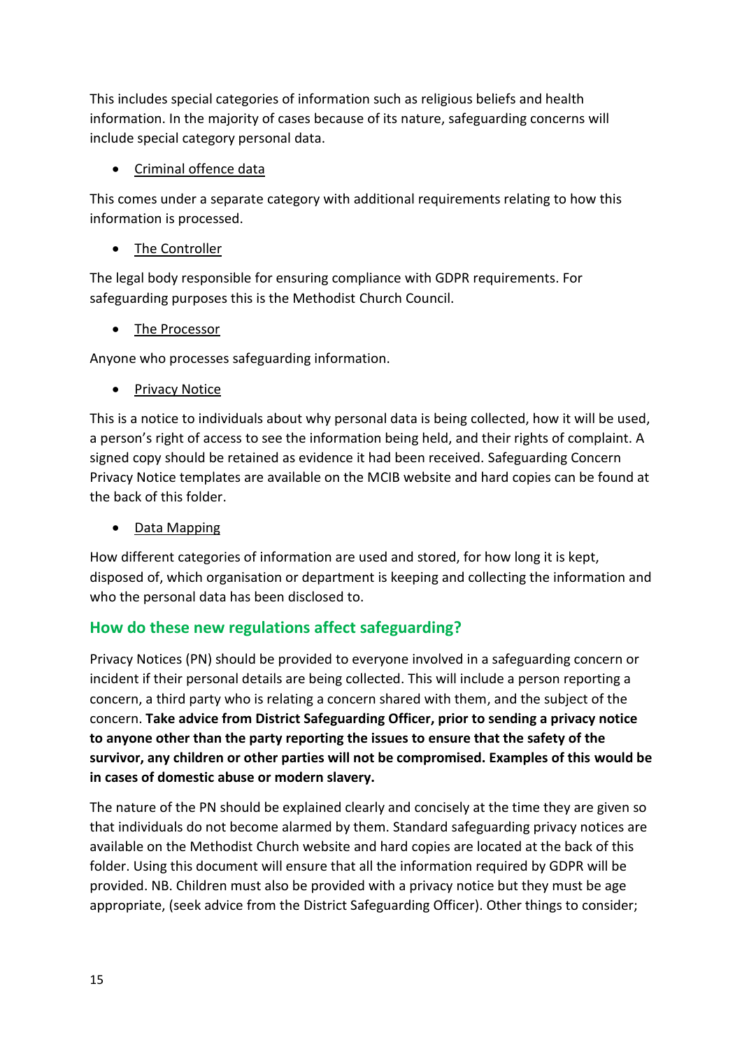This includes special categories of information such as religious beliefs and health information. In the majority of cases because of its nature, safeguarding concerns will include special category personal data.

- Criminal offence data

This comes under a separate category with additional requirements relating to how this information is processed.

- The Controller

The legal body responsible for ensuring compliance with GDPR requirements. For safeguarding purposes this is the Methodist Church Council.

- The Processor

Anyone who processes safeguarding information.

- Privacy Notice

This is a notice to individuals about why personal data is being collected, how it will be used, a person's right of access to see the information being held, and their rights of complaint. A signed copy should be retained as evidence it had been received. Safeguarding Concern Privacy Notice templates are available on the MCIB website and hard copies can be found at the back of this folder.

- Data Mapping

How different categories of information are used and stored, for how long it is kept, disposed of, which organisation or department is keeping and collecting the information and who the personal data has been disclosed to.

## How do these new regulations affect safeguarding?

Privacy Notices (PN) should be provided to everyone involved in a safeguarding concern or incident if their personal details are being collected. This will include a person reporting a concern, a third party who is relating a concern shared with them, and the subject of the concern. **Take advice from District Safeguarding Officer, prior to sending a privacy notice to anyone other than the party reporting the issues to ensure that the safety of the survivor, any children or other parties will not be compromised. Examples of this would be in cases of domestic abuse or modern slavery.**

The nature of the PN should be explained clearly and concisely at the time they are given so that individuals do not become alarmed by them. Standard safeguarding privacy notices are available on the Methodist Church website and hard copies are located at the back of this folder. Using this document will ensure that all the information required by GDPR will be provided. NB. Children must also be provided with a privacy notice but they must be age appropriate, (seek advice from the District Safeguarding Officer). Other things to consider;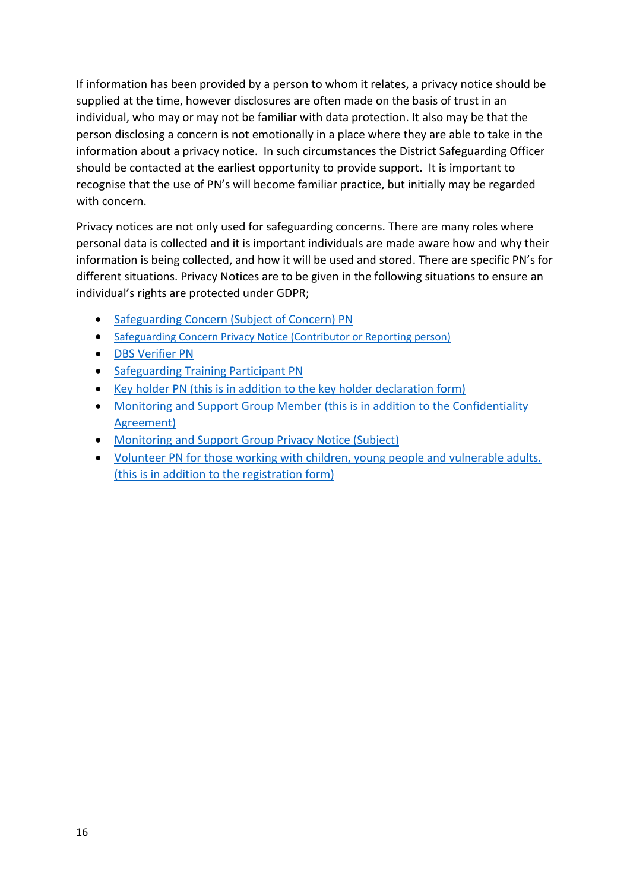If information has been provided by a person to whom it relates, a privacy notice should be supplied at the time, however disclosures are often made on the basis of trust in an individual, who may or may not be familiar with data protection. It also may be that the person disclosing a concern is not emotionally in a place where they are able to take in the information about a privacy notice. In such circumstances the District Safeguarding Officer should be contacted at the earliest opportunity to provide support. It is important to recognise that the use of PN's will become familiar practice, but initially may be regarded with concern.

Privacy notices are not only used for safeguarding concerns. There are many roles where personal data is collected and it is important individuals are made aware how and why their information is being collected, and how it will be used and stored. There are specific PN's for different situations. Privacy Notices are to be given in the following situations to ensure an individual's rights are protected under GDPR;

- Safeguarding Concern (Subject of Concern) PN
- Safeguarding Concern Privacy Notice (Contributor or Reporting person)
- DBS Verifier PN
- Safeguarding Training Participant PN
- Key holder PN (this is in addition to the key holder declaration form)
- Monitoring and Support Group Member (this is in addition to the Confidentiality Agreement)
- Monitoring and Support Group Privacy Notice (Subject)
- Volunteer PN for those working with children, young people and vulnerable adults. (this is in addition to the registration form)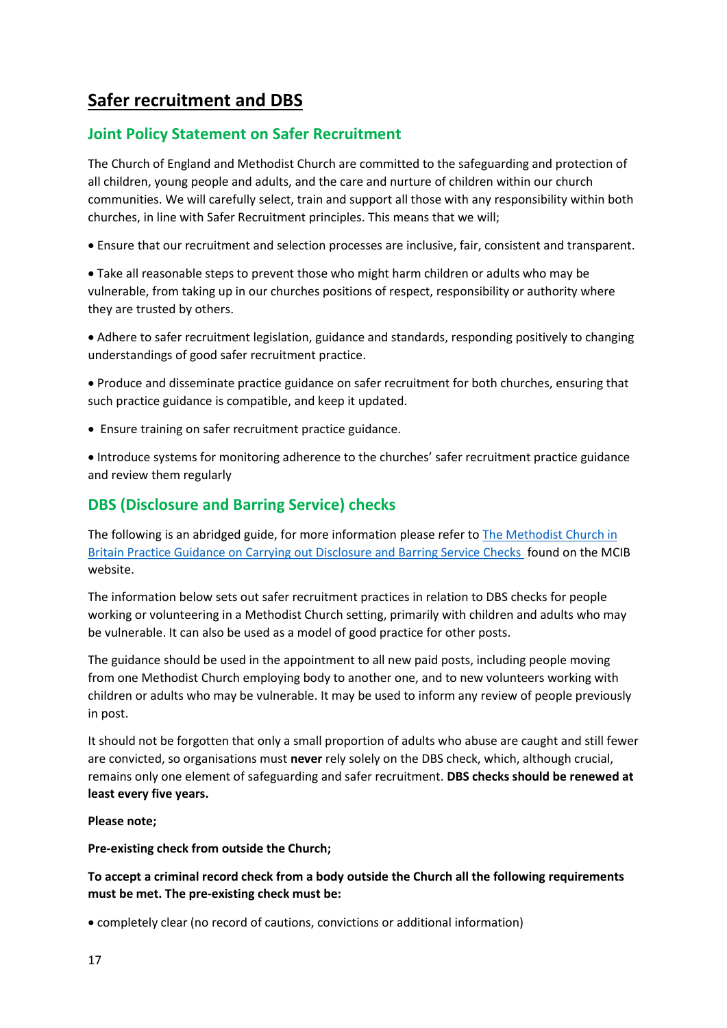# Safer recruitment and DBS

## Joint Policy Statement on Safer Recruitment

The Church of England and Methodist Church are committed to the safeguarding and protection of all children, young people and adults, and the care and nurture of children within our church communities. We will carefully select, train and support all those with any responsibility within both churches, in line with Safer Recruitment principles. This means that we will;

- Ensure that our recruitment and selection processes are inclusive, fair, consistent and transparent.
- Take all reasonable steps to prevent those who might harm children or adults who may be vulnerable, from taking up in our churches positions of respect, responsibility or authority where they are trusted by others.
- Adhere to safer recruitment legislation, guidance and standards, responding positively to changing understandings of good safer recruitment practice.
- Produce and disseminate practice guidance on safer recruitment for both churches, ensuring that such practice guidance is compatible, and keep it updated.
- Ensure training on safer recruitment practice guidance.
- Introduce systems for monitoring adherence to the churches' safer recruitment practice guidance and review them regularly

## DBS (Disclosure and Barring Service) checks

The following is an abridged guide, for more information please refer to The Methodist Church in Britain Practice Guidance on Carrying out Disclosure and Barring Service Checks found on the MCIB website.

The information below sets out safer recruitment practices in relation to DBS checks for people working or volunteering in a Methodist Church setting, primarily with children and adults who may be vulnerable. It can also be used as a model of good practice for other posts.

The guidance should be used in the appointment to all new paid posts, including people moving from one Methodist Church employing body to another one, and to new volunteers working with children or adults who may be vulnerable. It may be used to inform any review of people previously in post.

It should not be forgotten that only a small proportion of adults who abuse are caught and still fewer are convicted, so organisations must **never** rely solely on the DBS check, which, although crucial, remains only one element of safeguarding and safer recruitment. **DBS checks should be renewed at least every five years.**

**Please note;**

**Pre-existing check from outside the Church;**

**To accept a criminal record check from a body outside the Church all the following requirements must be met. The pre-existing check must be:**

- completely clear (no record of cautions, convictions or additional information)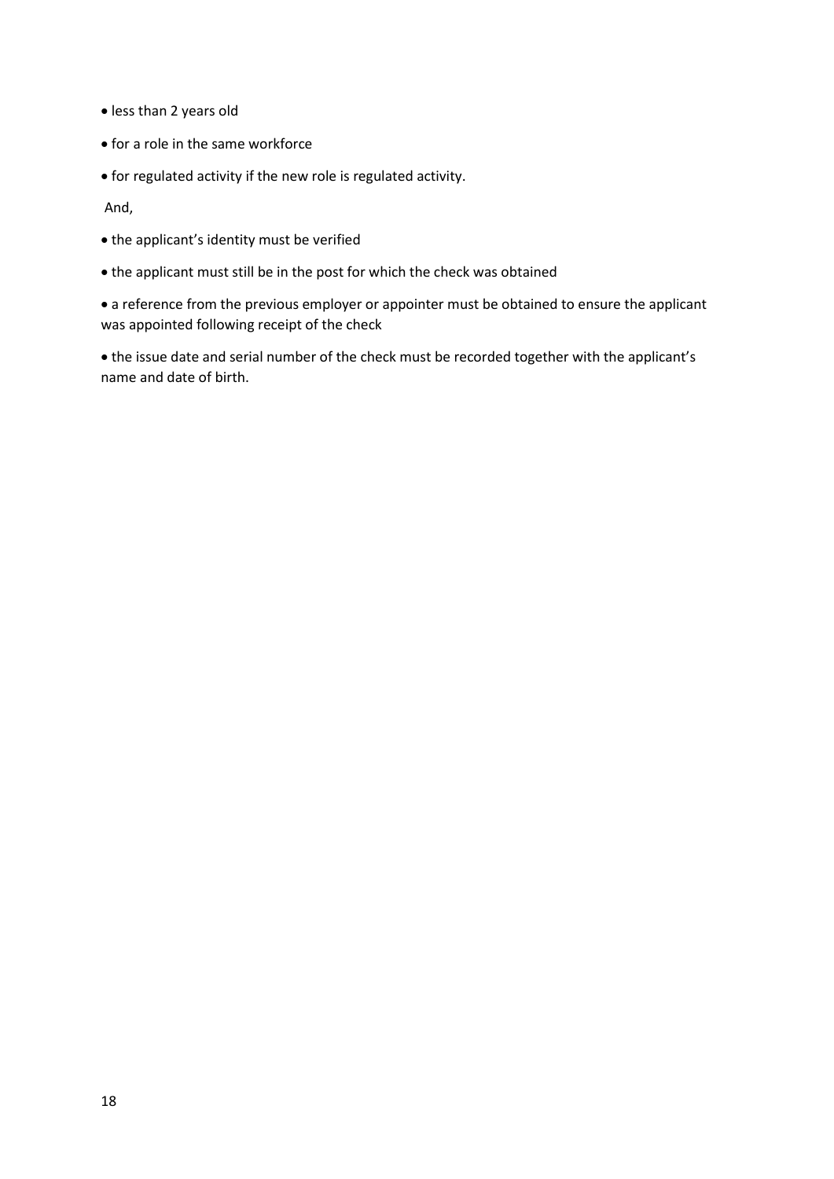- less than 2 years old
- for a role in the same workforce
- for regulated activity if the new role is regulated activity.

And,

- the applicant's identity must be verified
- the applicant must still be in the post for which the check was obtained
- a reference from the previous employer or appointer must be obtained to ensure the applicant was appointed following receipt of the check
- the issue date and serial number of the check must be recorded together with the applicant's name and date of birth.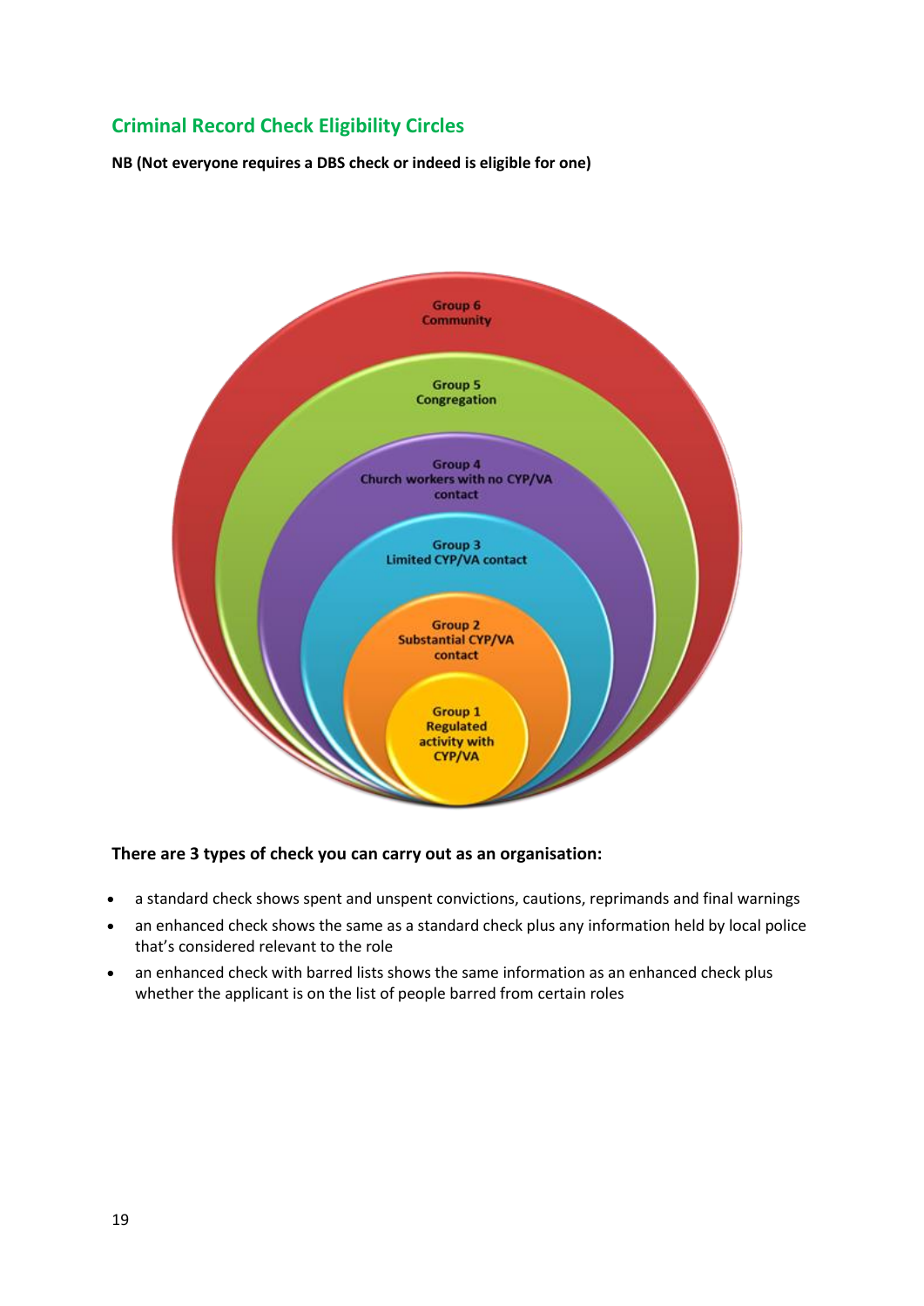## Criminal Record Check Eligibility Circles

**NB (Not everyone requires a DBS check or indeed is eligible for one)**

Group 6
Community

Group 5
Congregation

Group 4
Church workers with no CYP/VA contact

Group 3
Limited CYP/VA contact

Group 2
Substantial CYP/VA contact

Group 1
Regulated activity with CYP/VA

**There are 3 types of check you can carry out as an organisation:**

- a standard check shows spent and unspent convictions, cautions, reprimands and final warnings
- an enhanced check shows the same as a standard check plus any information held by local police that's considered relevant to the role
- an enhanced check with barred lists shows the same information as an enhanced check plus whether the applicant is on the list of people barred from certain roles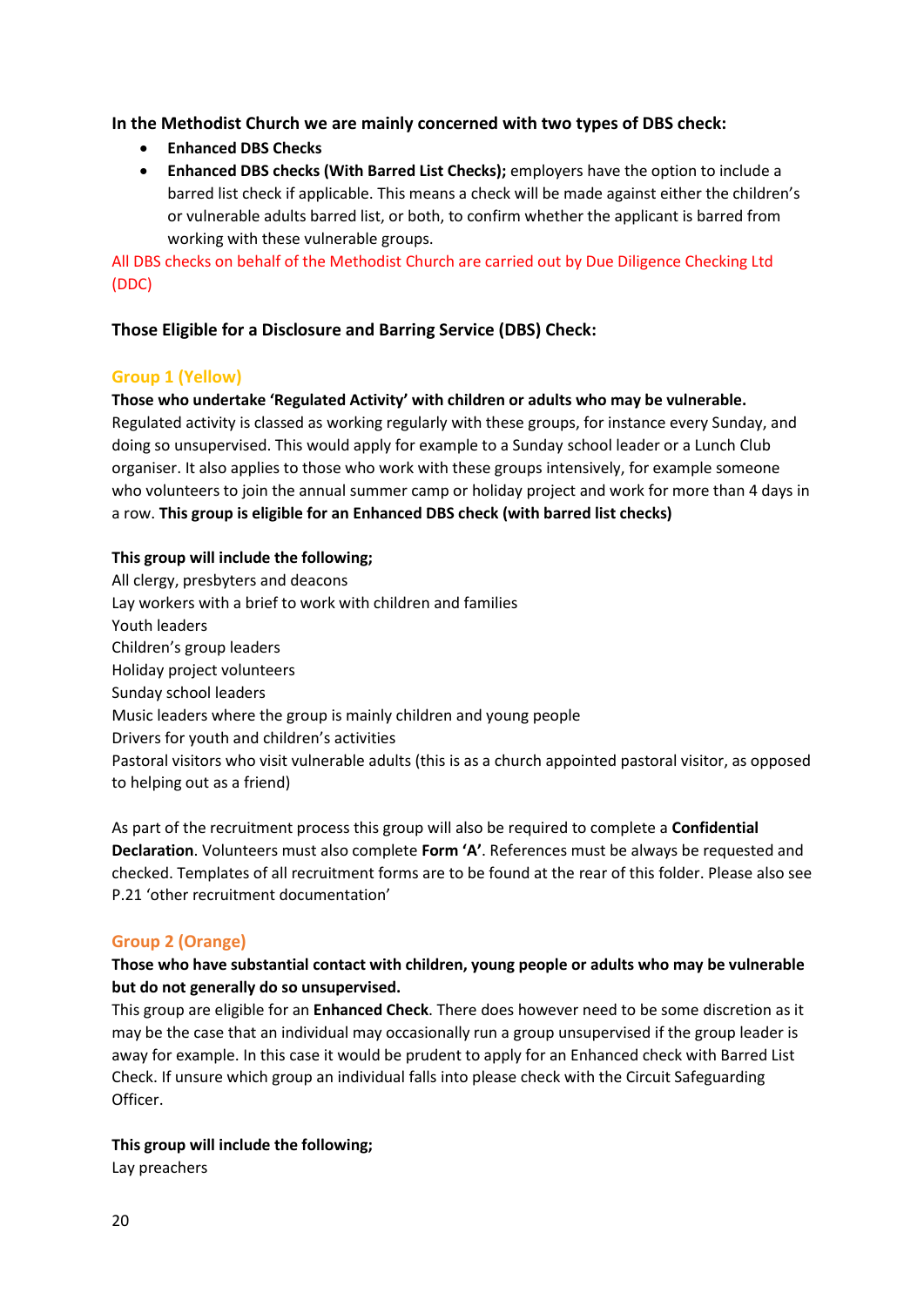**In the Methodist Church we are mainly concerned with two types of DBS check:**

- **Enhanced DBS Checks**
- **Enhanced DBS checks (With Barred List Checks);** employers have the option to include a barred list check if applicable. This means a check will be made against either the children's or vulnerable adults barred list, or both, to confirm whether the applicant is barred from working with these vulnerable groups.

All DBS checks on behalf of the Methodist Church are carried out by Due Diligence Checking Ltd (DDC)

**Those Eligible for a Disclosure and Barring Service (DBS) Check:**

### Group 1 (Yellow)

**Those who undertake 'Regulated Activity' with children or adults who may be vulnerable.**
Regulated activity is classed as working regularly with these groups, for instance every Sunday, and doing so unsupervised. This would apply for example to a Sunday school leader or a Lunch Club organiser. It also applies to those who work with these groups intensively, for example someone who volunteers to join the annual summer camp or holiday project and work for more than 4 days in a row. **This group is eligible for an Enhanced DBS check (with barred list checks)**

**This group will include the following;**

All clergy, presbyters and deacons
Lay workers with a brief to work with children and families
Youth leaders
Children's group leaders
Holiday project volunteers
Sunday school leaders
Music leaders where the group is mainly children and young people
Drivers for youth and children's activities
Pastoral visitors who visit vulnerable adults (this is as a church appointed pastoral visitor, as opposed to helping out as a friend)

As part of the recruitment process this group will also be required to complete a **Confidential Declaration**. Volunteers must also complete **Form 'A'**. References must be always be requested and checked. Templates of all recruitment forms are to be found at the rear of this folder. Please also see P.21 'other recruitment documentation'

### Group 2 (Orange)

**Those who have substantial contact with children, young people or adults who may be vulnerable but do not generally do so unsupervised.**
This group are eligible for an **Enhanced Check**. There does however need to be some discretion as it may be the case that an individual may occasionally run a group unsupervised if the group leader is away for example. In this case it would be prudent to apply for an Enhanced check with Barred List Check. If unsure which group an individual falls into please check with the Circuit Safeguarding Officer.

**This group will include the following;**

Lay preachers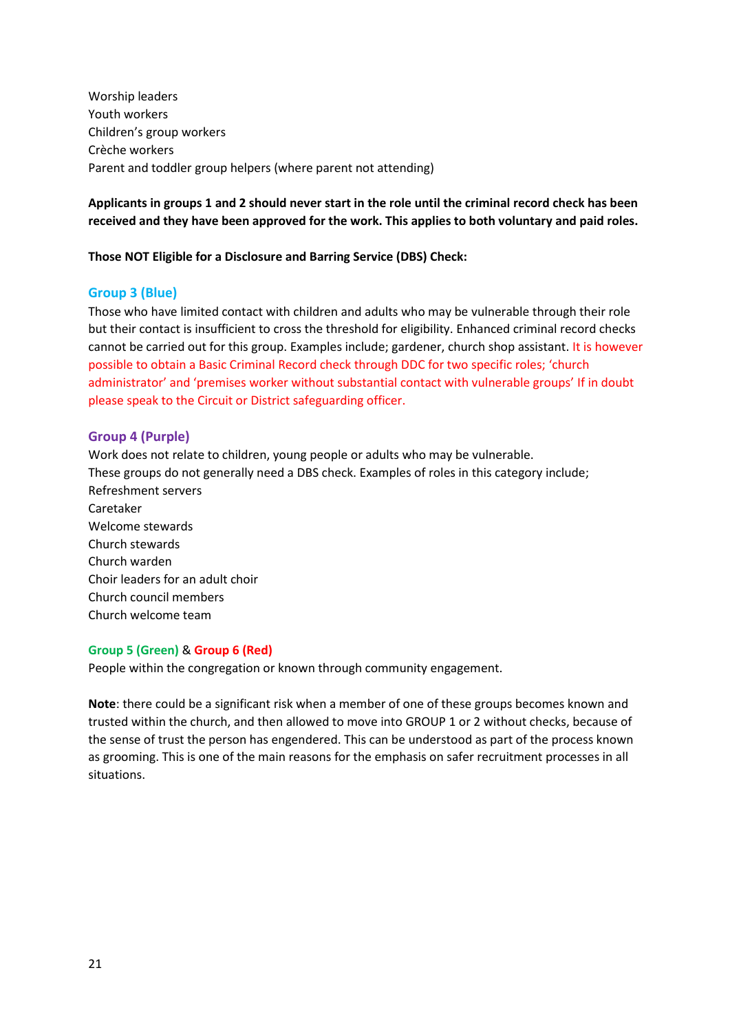Worship leaders
Youth workers
Children's group workers
Crèche workers
Parent and toddler group helpers (where parent not attending)

**Applicants in groups 1 and 2 should never start in the role until the criminal record check has been received and they have been approved for the work. This applies to both voluntary and paid roles.**

**Those NOT Eligible for a Disclosure and Barring Service (DBS) Check:**

### Group 3 (Blue)

Those who have limited contact with children and adults who may be vulnerable through their role but their contact is insufficient to cross the threshold for eligibility. Enhanced criminal record checks cannot be carried out for this group. Examples include; gardener, church shop assistant. It is however possible to obtain a Basic Criminal Record check through DDC for two specific roles; 'church administrator' and 'premises worker without substantial contact with vulnerable groups' If in doubt please speak to the Circuit or District safeguarding officer.

### Group 4 (Purple)

Work does not relate to children, young people or adults who may be vulnerable.
These groups do not generally need a DBS check. Examples of roles in this category include;
Refreshment servers
Caretaker
Welcome stewards
Church stewards
Church warden
Choir leaders for an adult choir
Church council members
Church welcome team

### Group 5 (Green) & Group 6 (Red)

People within the congregation or known through community engagement.

**Note**: there could be a significant risk when a member of one of these groups becomes known and trusted within the church, and then allowed to move into GROUP 1 or 2 without checks, because of the sense of trust the person has engendered. This can be understood as part of the process known as grooming. This is one of the main reasons for the emphasis on safer recruitment processes in all situations.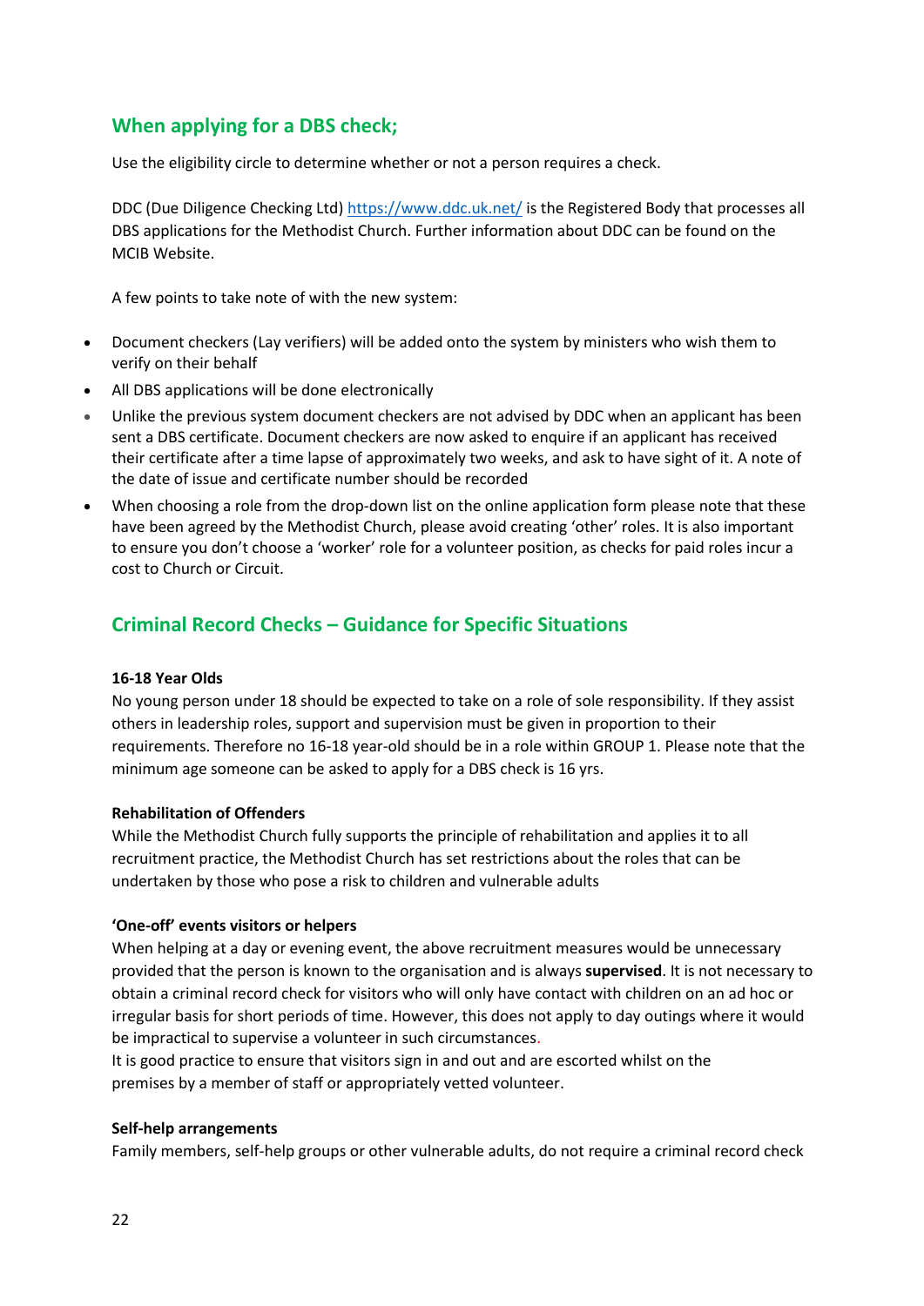## When applying for a DBS check;

Use the eligibility circle to determine whether or not a person requires a check.

DDC (Due Diligence Checking Ltd) https://www.ddc.uk.net/ is the Registered Body that processes all DBS applications for the Methodist Church. Further information about DDC can be found on the MCIB Website.

A few points to take note of with the new system:

- Document checkers (Lay verifiers) will be added onto the system by ministers who wish them to verify on their behalf
- All DBS applications will be done electronically
- Unlike the previous system document checkers are not advised by DDC when an applicant has been sent a DBS certificate. Document checkers are now asked to enquire if an applicant has received their certificate after a time lapse of approximately two weeks, and ask to have sight of it. A note of the date of issue and certificate number should be recorded
- When choosing a role from the drop-down list on the online application form please note that these have been agreed by the Methodist Church, please avoid creating 'other' roles. It is also important to ensure you don't choose a 'worker' role for a volunteer position, as checks for paid roles incur a cost to Church or Circuit.

## Criminal Record Checks – Guidance for Specific Situations

**16-18 Year Olds**

No young person under 18 should be expected to take on a role of sole responsibility. If they assist others in leadership roles, support and supervision must be given in proportion to their requirements. Therefore no 16-18 year-old should be in a role within GROUP 1. Please note that the minimum age someone can be asked to apply for a DBS check is 16 yrs.

**Rehabilitation of Offenders**

While the Methodist Church fully supports the principle of rehabilitation and applies it to all recruitment practice, the Methodist Church has set restrictions about the roles that can be undertaken by those who pose a risk to children and vulnerable adults

**'One-off' events visitors or helpers**

When helping at a day or evening event, the above recruitment measures would be unnecessary provided that the person is known to the organisation and is always **supervised**. It is not necessary to obtain a criminal record check for visitors who will only have contact with children on an ad hoc or irregular basis for short periods of time. However, this does not apply to day outings where it would be impractical to supervise a volunteer in such circumstances.

It is good practice to ensure that visitors sign in and out and are escorted whilst on the premises by a member of staff or appropriately vetted volunteer.

**Self-help arrangements**

Family members, self-help groups or other vulnerable adults, do not require a criminal record check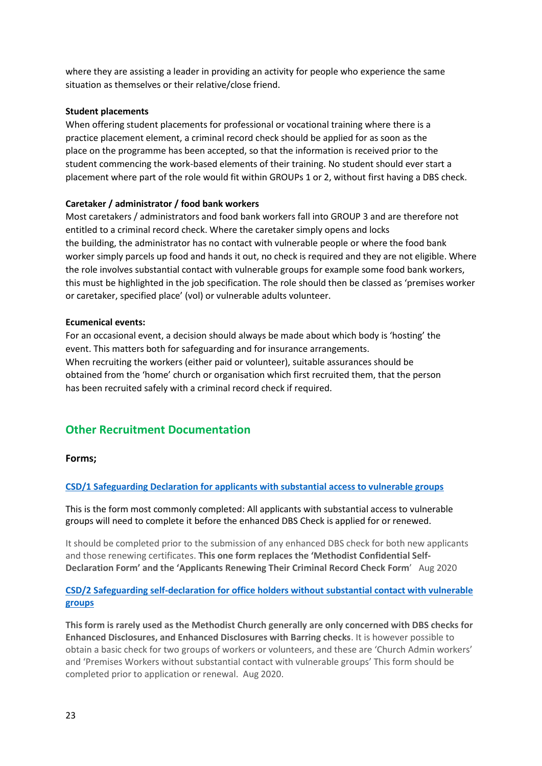where they are assisting a leader in providing an activity for people who experience the same situation as themselves or their relative/close friend.

**Student placements**

When offering student placements for professional or vocational training where there is a practice placement element, a criminal record check should be applied for as soon as the place on the programme has been accepted, so that the information is received prior to the student commencing the work-based elements of their training. No student should ever start a placement where part of the role would fit within GROUPs 1 or 2, without first having a DBS check.

**Caretaker / administrator / food bank workers**

Most caretakers / administrators and food bank workers fall into GROUP 3 and are therefore not entitled to a criminal record check. Where the caretaker simply opens and locks the building, the administrator has no contact with vulnerable people or where the food bank worker simply parcels up food and hands it out, no check is required and they are not eligible. Where the role involves substantial contact with vulnerable groups for example some food bank workers, this must be highlighted in the job specification. The role should then be classed as 'premises worker or caretaker, specified place' (vol) or vulnerable adults volunteer.

**Ecumenical events:**

For an occasional event, a decision should always be made about which body is 'hosting' the event. This matters both for safeguarding and for insurance arrangements.
When recruiting the workers (either paid or volunteer), suitable assurances should be obtained from the 'home' church or organisation which first recruited them, that the person has been recruited safely with a criminal record check if required.

## Other Recruitment Documentation

**Forms;**

**CSD/1 Safeguarding Declaration for applicants with substantial access to vulnerable groups**

This is the form most commonly completed: All applicants with substantial access to vulnerable groups will need to complete it before the enhanced DBS Check is applied for or renewed.

It should be completed prior to the submission of any enhanced DBS check for both new applicants and those renewing certificates. **This one form replaces the 'Methodist Confidential Self-Declaration Form' and the 'Applicants Renewing Their Criminal Record Check Form'** Aug 2020

**CSD/2 Safeguarding self-declaration for office holders without substantial contact with vulnerable groups**

**This form is rarely used as the Methodist Church generally are only concerned with DBS checks for Enhanced Disclosures, and Enhanced Disclosures with Barring checks**. It is however possible to obtain a basic check for two groups of workers or volunteers, and these are 'Church Admin workers' and 'Premises Workers without substantial contact with vulnerable groups' This form should be completed prior to application or renewal. Aug 2020.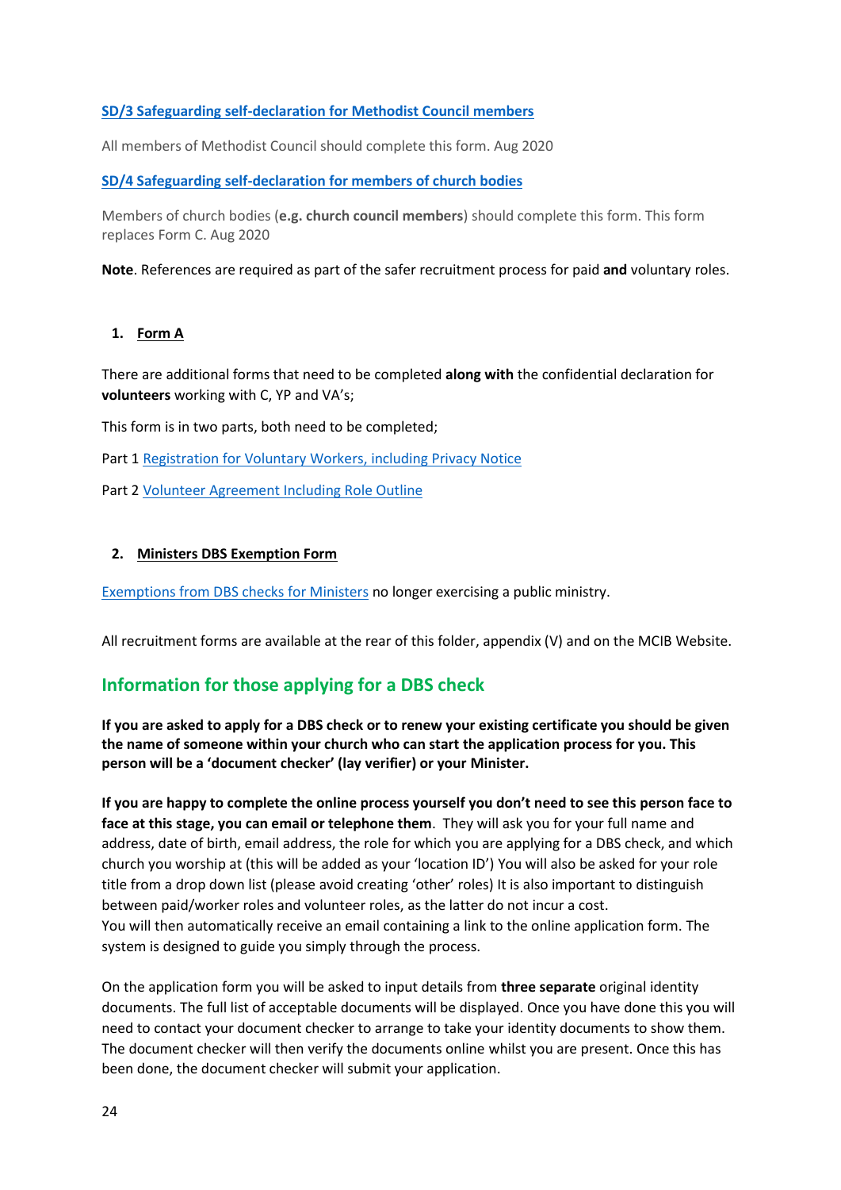**SD/3 Safeguarding self-declaration for Methodist Council members**

All members of Methodist Council should complete this form. Aug 2020

**SD/4 Safeguarding self-declaration for members of church bodies**

Members of church bodies (**e.g. church council members**) should complete this form. This form replaces Form C. Aug 2020

**Note**. References are required as part of the safer recruitment process for paid **and** voluntary roles.

1. **Form A**

There are additional forms that need to be completed **along with** the confidential declaration for **volunteers** working with C, YP and VA's;

This form is in two parts, both need to be completed;

Part 1 Registration for Voluntary Workers, including Privacy Notice

Part 2 Volunteer Agreement Including Role Outline

2. **Ministers DBS Exemption Form**

Exemptions from DBS checks for Ministers no longer exercising a public ministry.

All recruitment forms are available at the rear of this folder, appendix (V) and on the MCIB Website.

## Information for those applying for a DBS check

**If you are asked to apply for a DBS check or to renew your existing certificate you should be given the name of someone within your church who can start the application process for you. This person will be a 'document checker' (lay verifier) or your Minister.**

**If you are happy to complete the online process yourself you don't need to see this person face to face at this stage, you can email or telephone them**. They will ask you for your full name and address, date of birth, email address, the role for which you are applying for a DBS check, and which church you worship at (this will be added as your 'location ID') You will also be asked for your role title from a drop down list (please avoid creating 'other' roles) It is also important to distinguish between paid/worker roles and volunteer roles, as the latter do not incur a cost.
You will then automatically receive an email containing a link to the online application form. The system is designed to guide you simply through the process.

On the application form you will be asked to input details from **three separate** original identity documents. The full list of acceptable documents will be displayed. Once you have done this you will need to contact your document checker to arrange to take your identity documents to show them. The document checker will then verify the documents online whilst you are present. Once this has been done, the document checker will submit your application.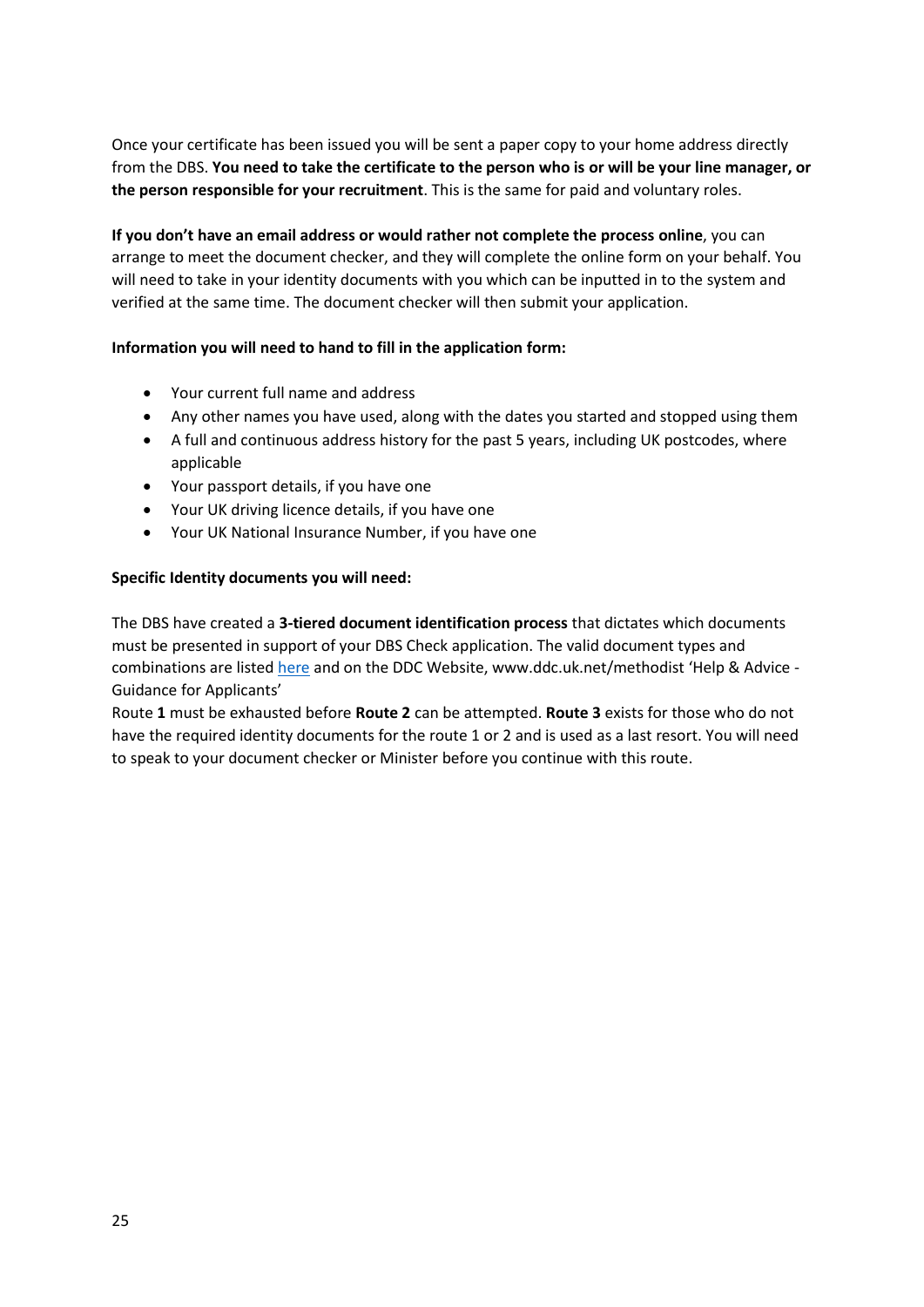Once your certificate has been issued you will be sent a paper copy to your home address directly from the DBS. **You need to take the certificate to the person who is or will be your line manager, or the person responsible for your recruitment**. This is the same for paid and voluntary roles.

**If you don't have an email address or would rather not complete the process online**, you can arrange to meet the document checker, and they will complete the online form on your behalf. You will need to take in your identity documents with you which can be inputted in to the system and verified at the same time. The document checker will then submit your application.

**Information you will need to hand to fill in the application form:**

- Your current full name and address
- Any other names you have used, along with the dates you started and stopped using them
- A full and continuous address history for the past 5 years, including UK postcodes, where applicable
- Your passport details, if you have one
- Your UK driving licence details, if you have one
- Your UK National Insurance Number, if you have one

**Specific Identity documents you will need:**

The DBS have created a **3-tiered document identification process** that dictates which documents must be presented in support of your DBS Check application. The valid document types and combinations are listed here and on the DDC Website, www.ddc.uk.net/methodist 'Help & Advice - Guidance for Applicants'

Route **1** must be exhausted before **Route 2** can be attempted. **Route 3** exists for those who do not have the required identity documents for the route 1 or 2 and is used as a last resort. You will need to speak to your document checker or Minister before you continue with this route.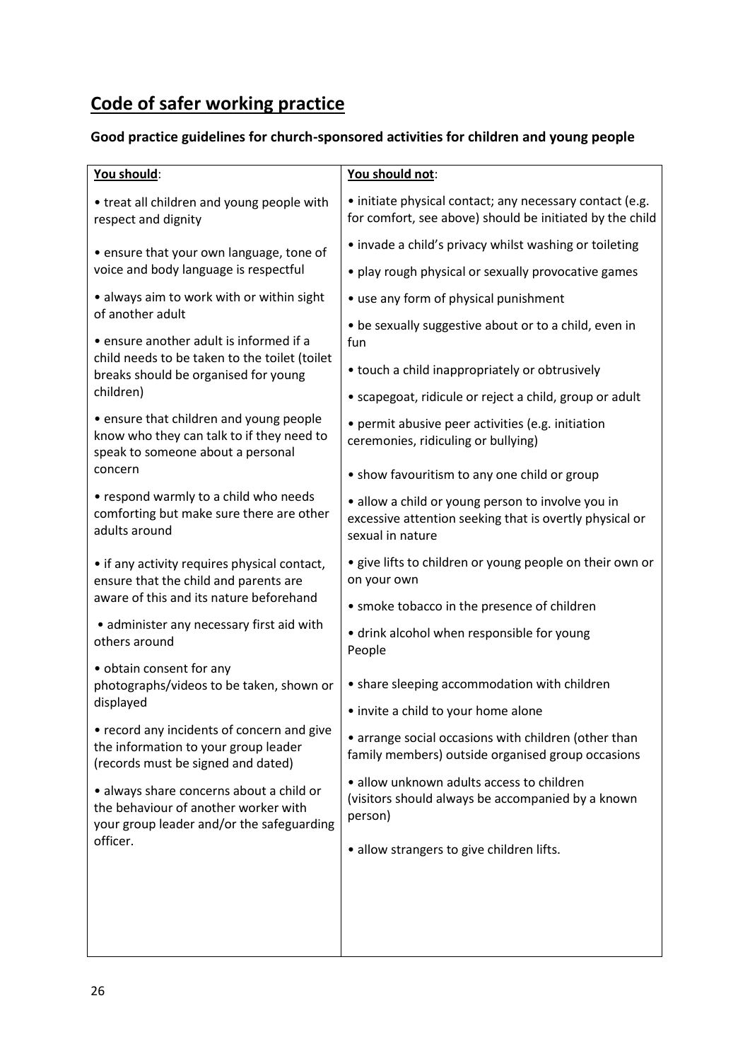# Code of safer working practice

### Good practice guidelines for church-sponsored activities for children and young people

| You should: | You should not: |
| --- | --- |
| • treat all children and young people with respect and dignity<br>• ensure that your own language, tone of voice and body language is respectful<br>• always aim to work with or within sight of another adult<br>• ensure another adult is informed if a child needs to be taken to the toilet (toilet breaks should be organised for young children)<br>• ensure that children and young people know who they can talk to if they need to speak to someone about a personal concern<br>• respond warmly to a child who needs comforting but make sure there are other adults around<br>• if any activity requires physical contact, ensure that the child and parents are aware of this and its nature beforehand<br>• administer any necessary first aid with others around<br>• obtain consent for any photographs/videos to be taken, shown or displayed<br>• record any incidents of concern and give the information to your group leader (records must be signed and dated)<br>• always share concerns about a child or the behaviour of another worker with your group leader and/or the safeguarding officer. | • initiate physical contact; any necessary contact (e.g. for comfort, see above) should be initiated by the child<br>• invade a child's privacy whilst washing or toileting<br>• play rough physical or sexually provocative games<br>• use any form of physical punishment<br>• be sexually suggestive about or to a child, even in fun<br>• touch a child inappropriately or obtrusively<br>• scapegoat, ridicule or reject a child, group or adult<br>• permit abusive peer activities (e.g. initiation ceremonies, ridiculing or bullying)<br>• show favouritism to any one child or group<br>• allow a child or young person to involve you in excessive attention seeking that is overtly physical or sexual in nature<br>• give lifts to children or young people on their own or on your own<br>• smoke tobacco in the presence of children<br>• drink alcohol when responsible for young People<br>• share sleeping accommodation with children<br>• invite a child to your home alone<br>• arrange social occasions with children (other than family members) outside organised group occasions<br>• allow unknown adults access to children (visitors should always be accompanied by a known person)<br>• allow strangers to give children lifts. |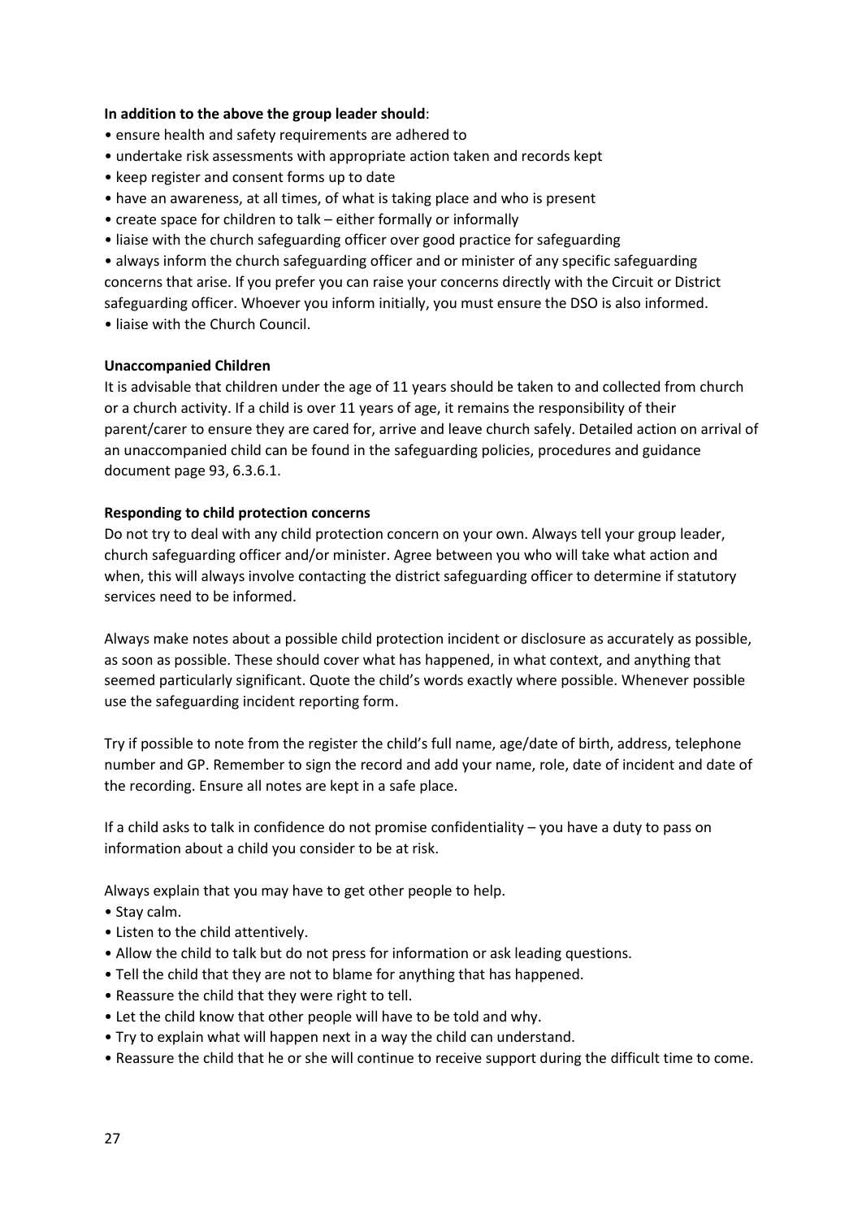**In addition to the above the group leader should**:

- ensure health and safety requirements are adhered to
- undertake risk assessments with appropriate action taken and records kept
- keep register and consent forms up to date
- have an awareness, at all times, of what is taking place and who is present
- create space for children to talk – either formally or informally
- liaise with the church safeguarding officer over good practice for safeguarding
- always inform the church safeguarding officer and or minister of any specific safeguarding concerns that arise. If you prefer you can raise your concerns directly with the Circuit or District safeguarding officer. Whoever you inform initially, you must ensure the DSO is also informed.
- liaise with the Church Council.

**Unaccompanied Children**

It is advisable that children under the age of 11 years should be taken to and collected from church or a church activity. If a child is over 11 years of age, it remains the responsibility of their parent/carer to ensure they are cared for, arrive and leave church safely. Detailed action on arrival of an unaccompanied child can be found in the safeguarding policies, procedures and guidance document page 93, 6.3.6.1.

**Responding to child protection concerns**

Do not try to deal with any child protection concern on your own. Always tell your group leader, church safeguarding officer and/or minister. Agree between you who will take what action and when, this will always involve contacting the district safeguarding officer to determine if statutory services need to be informed.

Always make notes about a possible child protection incident or disclosure as accurately as possible, as soon as possible. These should cover what has happened, in what context, and anything that seemed particularly significant. Quote the child's words exactly where possible. Whenever possible use the safeguarding incident reporting form.

Try if possible to note from the register the child's full name, age/date of birth, address, telephone number and GP. Remember to sign the record and add your name, role, date of incident and date of the recording. Ensure all notes are kept in a safe place.

If a child asks to talk in confidence do not promise confidentiality – you have a duty to pass on information about a child you consider to be at risk.

Always explain that you may have to get other people to help.

- Stay calm.
- Listen to the child attentively.
- Allow the child to talk but do not press for information or ask leading questions.
- Tell the child that they are not to blame for anything that has happened.
- Reassure the child that they were right to tell.
- Let the child know that other people will have to be told and why.
- Try to explain what will happen next in a way the child can understand.
- Reassure the child that he or she will continue to receive support during the difficult time to come.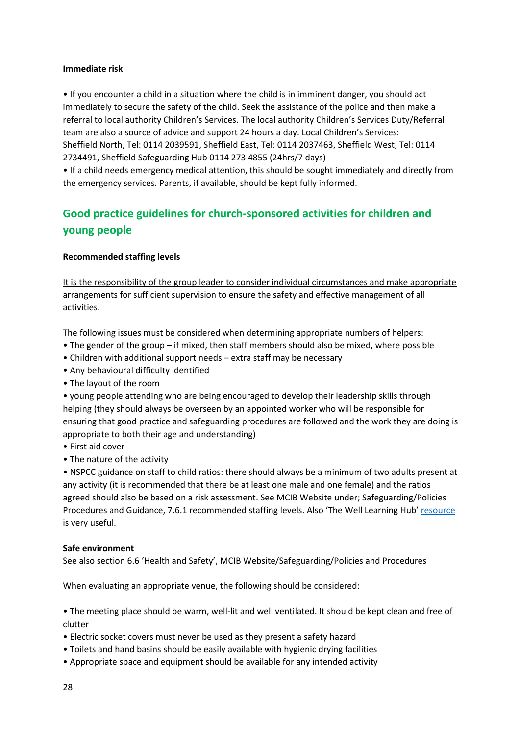**Immediate risk**

- If you encounter a child in a situation where the child is in imminent danger, you should act immediately to secure the safety of the child. Seek the assistance of the police and then make a referral to local authority Children's Services. The local authority Children's Services Duty/Referral team are also a source of advice and support 24 hours a day. Local Children's Services: Sheffield North, Tel: 0114 2039591, Sheffield East, Tel: 0114 2037463, Sheffield West, Tel: 0114 2734491, Sheffield Safeguarding Hub 0114 273 4855 (24hrs/7 days)
- If a child needs emergency medical attention, this should be sought immediately and directly from the emergency services. Parents, if available, should be kept fully informed.

## Good practice guidelines for church-sponsored activities for children and young people

**Recommended staffing levels**

It is the responsibility of the group leader to consider individual circumstances and make appropriate arrangements for sufficient supervision to ensure the safety and effective management of all activities.

The following issues must be considered when determining appropriate numbers of helpers:

- The gender of the group – if mixed, then staff members should also be mixed, where possible
- Children with additional support needs – extra staff may be necessary
- Any behavioural difficulty identified
- The layout of the room
- young people attending who are being encouraged to develop their leadership skills through helping (they should always be overseen by an appointed worker who will be responsible for ensuring that good practice and safeguarding procedures are followed and the work they are doing is appropriate to both their age and understanding)
- First aid cover
- The nature of the activity
- NSPCC guidance on staff to child ratios: there should always be a minimum of two adults present at any activity (it is recommended that there be at least one male and one female) and the ratios agreed should also be based on a risk assessment. See MCIB Website under; Safeguarding/Policies Procedures and Guidance, 7.6.1 recommended staffing levels. Also 'The Well Learning Hub' resource is very useful.

**Safe environment**

See also section 6.6 'Health and Safety', MCIB Website/Safeguarding/Policies and Procedures

When evaluating an appropriate venue, the following should be considered:

- The meeting place should be warm, well-lit and well ventilated. It should be kept clean and free of clutter
- Electric socket covers must never be used as they present a safety hazard
- Toilets and hand basins should be easily available with hygienic drying facilities
- Appropriate space and equipment should be available for any intended activity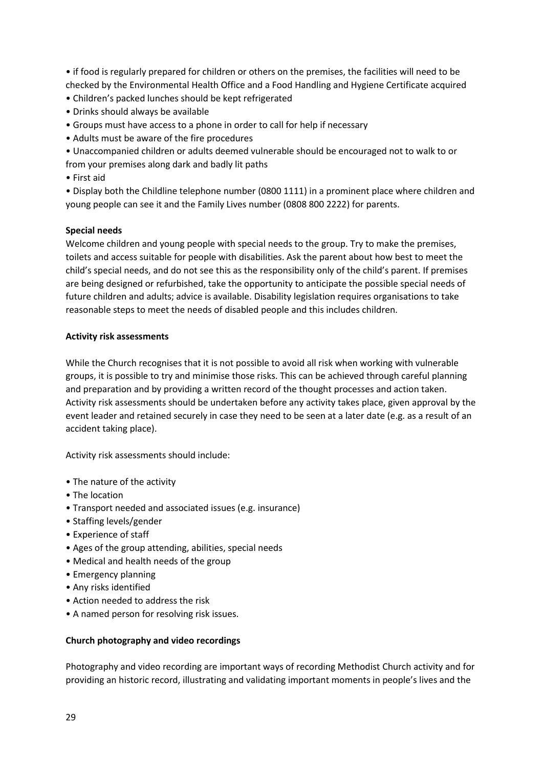- if food is regularly prepared for children or others on the premises, the facilities will need to be checked by the Environmental Health Office and a Food Handling and Hygiene Certificate acquired
- Children's packed lunches should be kept refrigerated
- Drinks should always be available
- Groups must have access to a phone in order to call for help if necessary
- Adults must be aware of the fire procedures
- Unaccompanied children or adults deemed vulnerable should be encouraged not to walk to or from your premises along dark and badly lit paths
- First aid
- Display both the Childline telephone number (0800 1111) in a prominent place where children and young people can see it and the Family Lives number (0808 800 2222) for parents.

**Special needs**

Welcome children and young people with special needs to the group. Try to make the premises, toilets and access suitable for people with disabilities. Ask the parent about how best to meet the child's special needs, and do not see this as the responsibility only of the child's parent. If premises are being designed or refurbished, take the opportunity to anticipate the possible special needs of future children and adults; advice is available. Disability legislation requires organisations to take reasonable steps to meet the needs of disabled people and this includes children.

**Activity risk assessments**

While the Church recognises that it is not possible to avoid all risk when working with vulnerable groups, it is possible to try and minimise those risks. This can be achieved through careful planning and preparation and by providing a written record of the thought processes and action taken. Activity risk assessments should be undertaken before any activity takes place, given approval by the event leader and retained securely in case they need to be seen at a later date (e.g. as a result of an accident taking place).

Activity risk assessments should include:

- The nature of the activity
- The location
- Transport needed and associated issues (e.g. insurance)
- Staffing levels/gender
- Experience of staff
- Ages of the group attending, abilities, special needs
- Medical and health needs of the group
- Emergency planning
- Any risks identified
- Action needed to address the risk
- A named person for resolving risk issues.

**Church photography and video recordings**

Photography and video recording are important ways of recording Methodist Church activity and for providing an historic record, illustrating and validating important moments in people's lives and the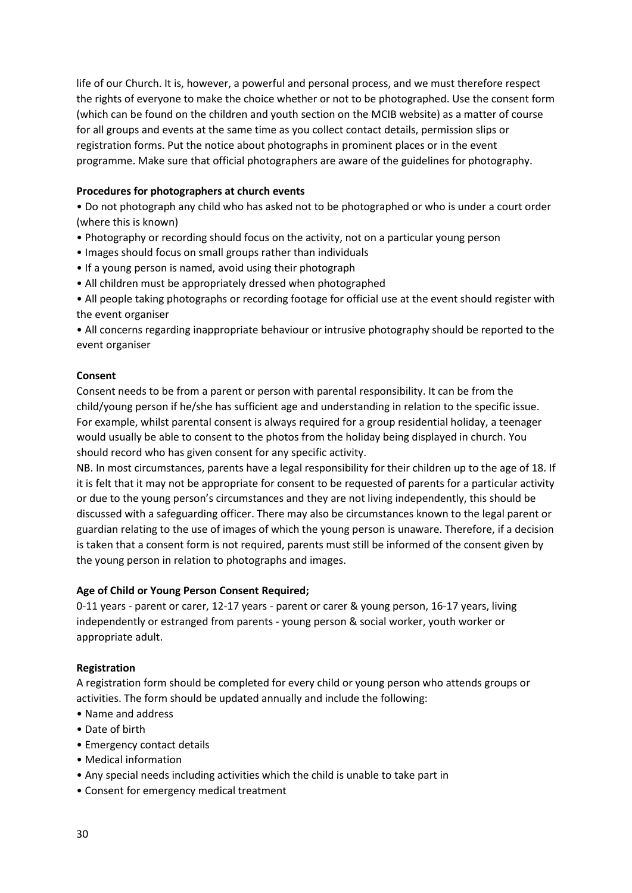life of our Church. It is, however, a powerful and personal process, and we must therefore respect the rights of everyone to make the choice whether or not to be photographed. Use the consent form (which can be found on the children and youth section on the MCIB website) as a matter of course for all groups and events at the same time as you collect contact details, permission slips or registration forms. Put the notice about photographs in prominent places or in the event programme. Make sure that official photographers are aware of the guidelines for photography.

**Procedures for photographers at church events**

- Do not photograph any child who has asked not to be photographed or who is under a court order (where this is known)
- Photography or recording should focus on the activity, not on a particular young person
- Images should focus on small groups rather than individuals
- If a young person is named, avoid using their photograph
- All children must be appropriately dressed when photographed
- All people taking photographs or recording footage for official use at the event should register with the event organiser
- All concerns regarding inappropriate behaviour or intrusive photography should be reported to the event organiser

**Consent**

Consent needs to be from a parent or person with parental responsibility. It can be from the child/young person if he/she has sufficient age and understanding in relation to the specific issue. For example, whilst parental consent is always required for a group residential holiday, a teenager would usually be able to consent to the photos from the holiday being displayed in church. You should record who has given consent for any specific activity.

NB. In most circumstances, parents have a legal responsibility for their children up to the age of 18. If it is felt that it may not be appropriate for consent to be requested of parents for a particular activity or due to the young person's circumstances and they are not living independently, this should be discussed with a safeguarding officer. There may also be circumstances known to the legal parent or guardian relating to the use of images of which the young person is unaware. Therefore, if a decision is taken that a consent form is not required, parents must still be informed of the consent given by the young person in relation to photographs and images.

**Age of Child or Young Person Consent Required;**

0-11 years - parent or carer, 12-17 years - parent or carer & young person, 16-17 years, living independently or estranged from parents - young person & social worker, youth worker or appropriate adult.

**Registration**

A registration form should be completed for every child or young person who attends groups or activities. The form should be updated annually and include the following:

- Name and address
- Date of birth
- Emergency contact details
- Medical information
- Any special needs including activities which the child is unable to take part in
- Consent for emergency medical treatment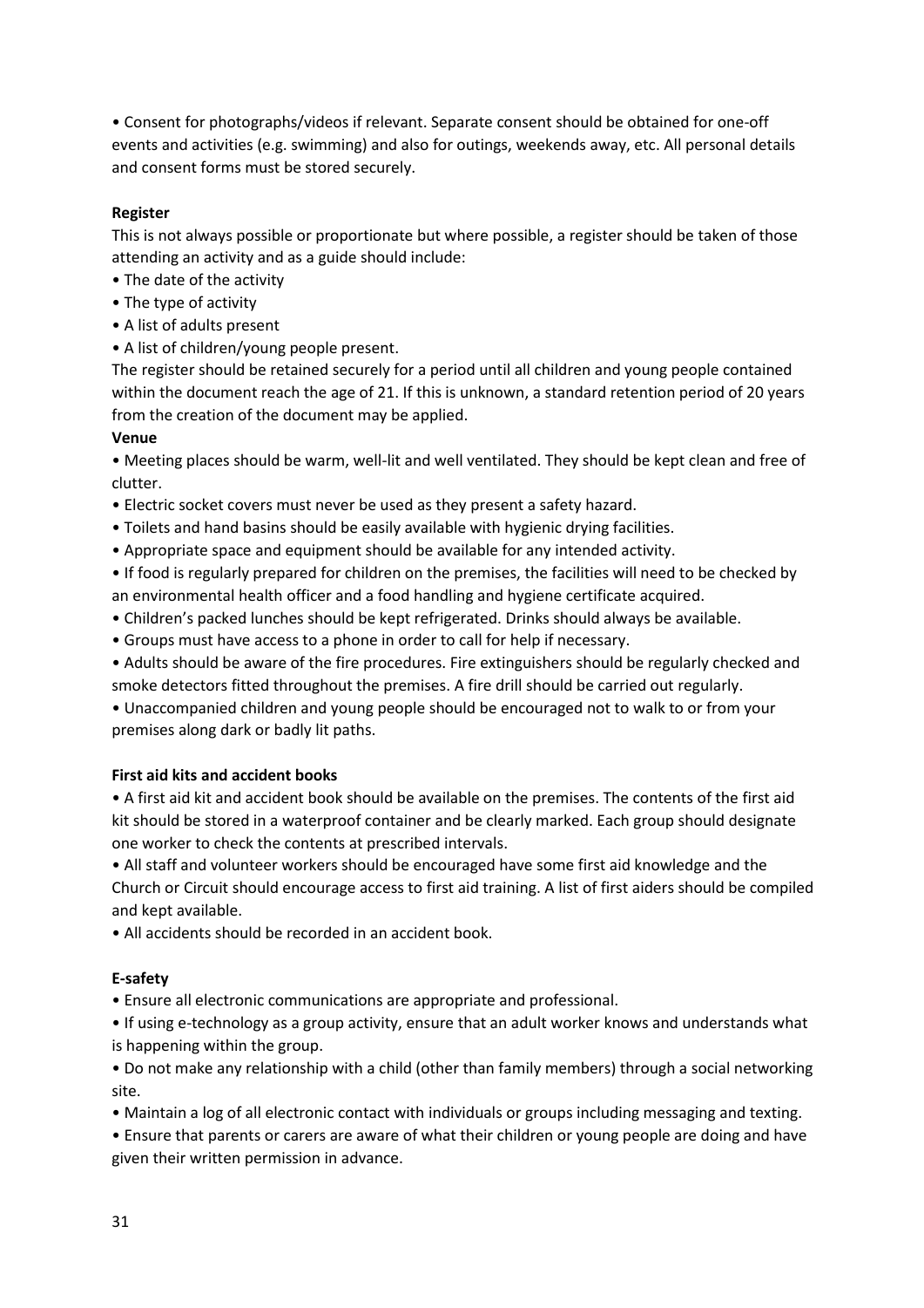• Consent for photographs/videos if relevant. Separate consent should be obtained for one-off events and activities (e.g. swimming) and also for outings, weekends away, etc. All personal details and consent forms must be stored securely.

**Register**

This is not always possible or proportionate but where possible, a register should be taken of those attending an activity and as a guide should include:

- The date of the activity
- The type of activity
- A list of adults present
- A list of children/young people present.

The register should be retained securely for a period until all children and young people contained within the document reach the age of 21. If this is unknown, a standard retention period of 20 years from the creation of the document may be applied.

**Venue**

- Meeting places should be warm, well-lit and well ventilated. They should be kept clean and free of clutter.
- Electric socket covers must never be used as they present a safety hazard.
- Toilets and hand basins should be easily available with hygienic drying facilities.
- Appropriate space and equipment should be available for any intended activity.
- If food is regularly prepared for children on the premises, the facilities will need to be checked by an environmental health officer and a food handling and hygiene certificate acquired.
- Children's packed lunches should be kept refrigerated. Drinks should always be available.
- Groups must have access to a phone in order to call for help if necessary.
- Adults should be aware of the fire procedures. Fire extinguishers should be regularly checked and smoke detectors fitted throughout the premises. A fire drill should be carried out regularly.
- Unaccompanied children and young people should be encouraged not to walk to or from your premises along dark or badly lit paths.

**First aid kits and accident books**

- A first aid kit and accident book should be available on the premises. The contents of the first aid kit should be stored in a waterproof container and be clearly marked. Each group should designate one worker to check the contents at prescribed intervals.
- All staff and volunteer workers should be encouraged have some first aid knowledge and the Church or Circuit should encourage access to first aid training. A list of first aiders should be compiled and kept available.
- All accidents should be recorded in an accident book.

**E-safety**

- Ensure all electronic communications are appropriate and professional.
- If using e-technology as a group activity, ensure that an adult worker knows and understands what is happening within the group.
- Do not make any relationship with a child (other than family members) through a social networking site.
- Maintain a log of all electronic contact with individuals or groups including messaging and texting.
- Ensure that parents or carers are aware of what their children or young people are doing and have given their written permission in advance.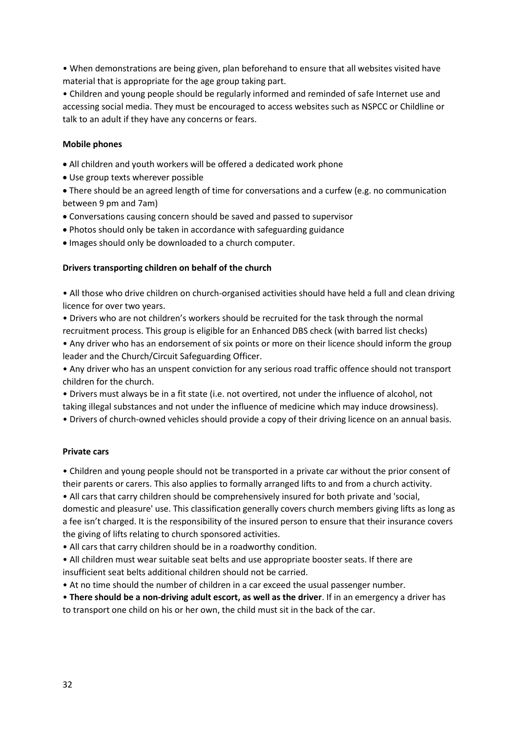• When demonstrations are being given, plan beforehand to ensure that all websites visited have material that is appropriate for the age group taking part.

• Children and young people should be regularly informed and reminded of safe Internet use and accessing social media. They must be encouraged to access websites such as NSPCC or Childline or talk to an adult if they have any concerns or fears.

**Mobile phones**

- All children and youth workers will be offered a dedicated work phone
- Use group texts wherever possible
- There should be an agreed length of time for conversations and a curfew (e.g. no communication between 9 pm and 7am)
- Conversations causing concern should be saved and passed to supervisor
- Photos should only be taken in accordance with safeguarding guidance
- Images should only be downloaded to a church computer.

**Drivers transporting children on behalf of the church**

• All those who drive children on church-organised activities should have held a full and clean driving licence for over two years.

• Drivers who are not children's workers should be recruited for the task through the normal recruitment process. This group is eligible for an Enhanced DBS check (with barred list checks)

• Any driver who has an endorsement of six points or more on their licence should inform the group leader and the Church/Circuit Safeguarding Officer.

• Any driver who has an unspent conviction for any serious road traffic offence should not transport children for the church.

• Drivers must always be in a fit state (i.e. not overtired, not under the influence of alcohol, not taking illegal substances and not under the influence of medicine which may induce drowsiness).

• Drivers of church-owned vehicles should provide a copy of their driving licence on an annual basis.

**Private cars**

• Children and young people should not be transported in a private car without the prior consent of their parents or carers. This also applies to formally arranged lifts to and from a church activity.

• All cars that carry children should be comprehensively insured for both private and 'social, domestic and pleasure' use. This classification generally covers church members giving lifts as long as a fee isn't charged. It is the responsibility of the insured person to ensure that their insurance covers the giving of lifts relating to church sponsored activities.

• All cars that carry children should be in a roadworthy condition.

• All children must wear suitable seat belts and use appropriate booster seats. If there are insufficient seat belts additional children should not be carried.

• At no time should the number of children in a car exceed the usual passenger number.

• **There should be a non-driving adult escort, as well as the driver**. If in an emergency a driver has to transport one child on his or her own, the child must sit in the back of the car.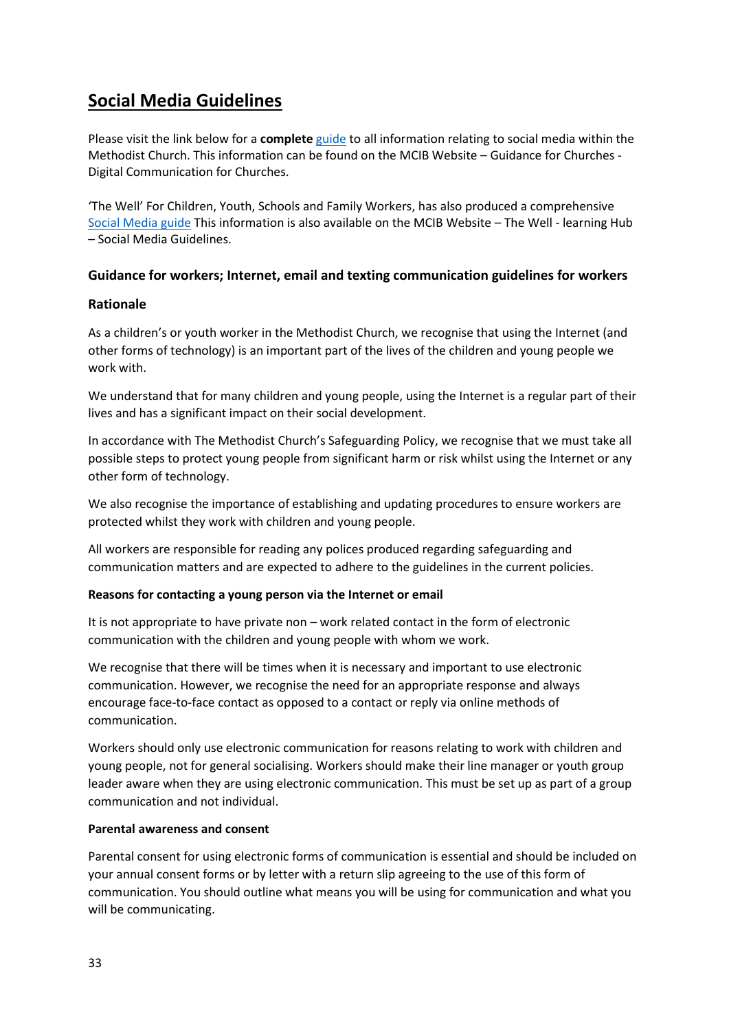# Social Media Guidelines

Please visit the link below for a **complete** guide to all information relating to social media within the Methodist Church. This information can be found on the MCIB Website – Guidance for Churches - Digital Communication for Churches.

'The Well' For Children, Youth, Schools and Family Workers, has also produced a comprehensive Social Media guide This information is also available on the MCIB Website – The Well - learning Hub – Social Media Guidelines.

### Guidance for workers; Internet, email and texting communication guidelines for workers

### Rationale

As a children's or youth worker in the Methodist Church, we recognise that using the Internet (and other forms of technology) is an important part of the lives of the children and young people we work with.

We understand that for many children and young people, using the Internet is a regular part of their lives and has a significant impact on their social development.

In accordance with The Methodist Church's Safeguarding Policy, we recognise that we must take all possible steps to protect young people from significant harm or risk whilst using the Internet or any other form of technology.

We also recognise the importance of establishing and updating procedures to ensure workers are protected whilst they work with children and young people.

All workers are responsible for reading any polices produced regarding safeguarding and communication matters and are expected to adhere to the guidelines in the current policies.

#### Reasons for contacting a young person via the Internet or email

It is not appropriate to have private non – work related contact in the form of electronic communication with the children and young people with whom we work.

We recognise that there will be times when it is necessary and important to use electronic communication. However, we recognise the need for an appropriate response and always encourage face-to-face contact as opposed to a contact or reply via online methods of communication.

Workers should only use electronic communication for reasons relating to work with children and young people, not for general socialising. Workers should make their line manager or youth group leader aware when they are using electronic communication. This must be set up as part of a group communication and not individual.

#### Parental awareness and consent

Parental consent for using electronic forms of communication is essential and should be included on your annual consent forms or by letter with a return slip agreeing to the use of this form of communication. You should outline what means you will be using for communication and what you will be communicating.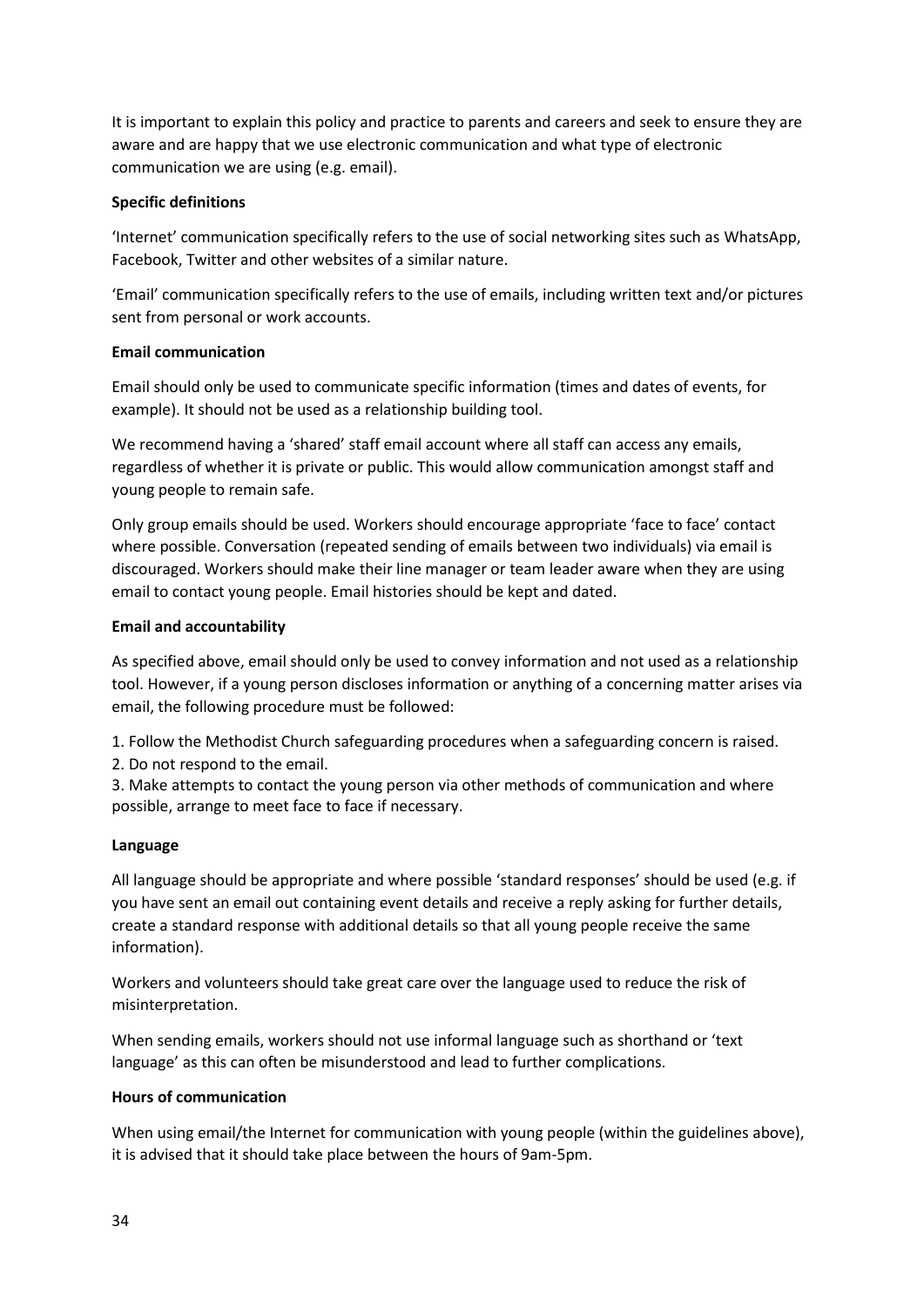It is important to explain this policy and practice to parents and careers and seek to ensure they are aware and are happy that we use electronic communication and what type of electronic communication we are using (e.g. email).

**Specific definitions**

'Internet' communication specifically refers to the use of social networking sites such as WhatsApp, Facebook, Twitter and other websites of a similar nature.

'Email' communication specifically refers to the use of emails, including written text and/or pictures sent from personal or work accounts.

**Email communication**

Email should only be used to communicate specific information (times and dates of events, for example). It should not be used as a relationship building tool.

We recommend having a 'shared' staff email account where all staff can access any emails, regardless of whether it is private or public. This would allow communication amongst staff and young people to remain safe.

Only group emails should be used. Workers should encourage appropriate 'face to face' contact where possible. Conversation (repeated sending of emails between two individuals) via email is discouraged. Workers should make their line manager or team leader aware when they are using email to contact young people. Email histories should be kept and dated.

**Email and accountability**

As specified above, email should only be used to convey information and not used as a relationship tool. However, if a young person discloses information or anything of a concerning matter arises via email, the following procedure must be followed:

1. Follow the Methodist Church safeguarding procedures when a safeguarding concern is raised.
2. Do not respond to the email.
3. Make attempts to contact the young person via other methods of communication and where possible, arrange to meet face to face if necessary.

**Language**

All language should be appropriate and where possible 'standard responses' should be used (e.g. if you have sent an email out containing event details and receive a reply asking for further details, create a standard response with additional details so that all young people receive the same information).

Workers and volunteers should take great care over the language used to reduce the risk of misinterpretation.

When sending emails, workers should not use informal language such as shorthand or 'text language' as this can often be misunderstood and lead to further complications.

**Hours of communication**

When using email/the Internet for communication with young people (within the guidelines above), it is advised that it should take place between the hours of 9am-5pm.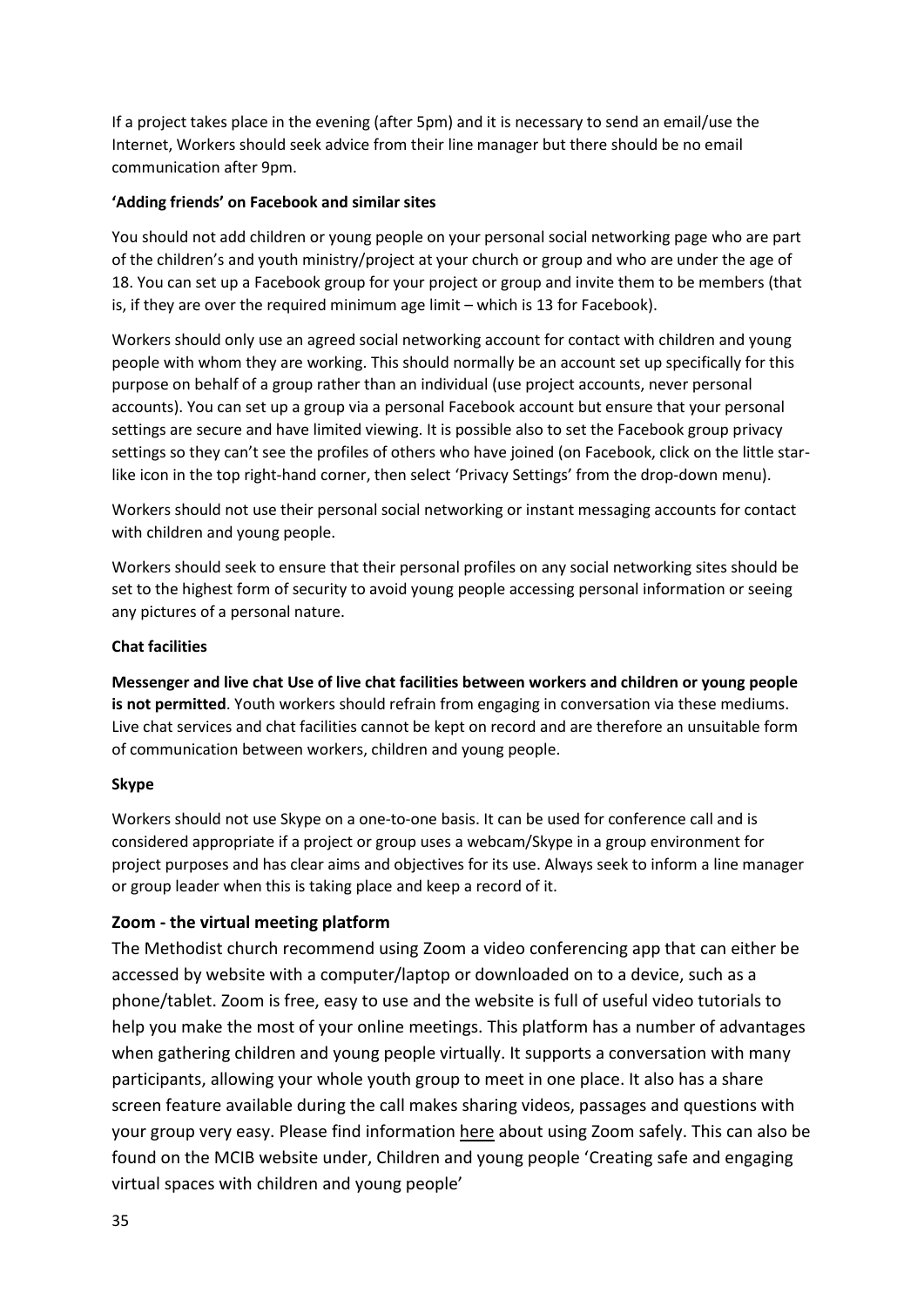If a project takes place in the evening (after 5pm) and it is necessary to send an email/use the Internet, Workers should seek advice from their line manager but there should be no email communication after 9pm.

**'Adding friends' on Facebook and similar sites**

You should not add children or young people on your personal social networking page who are part of the children's and youth ministry/project at your church or group and who are under the age of 18. You can set up a Facebook group for your project or group and invite them to be members (that is, if they are over the required minimum age limit – which is 13 for Facebook).

Workers should only use an agreed social networking account for contact with children and young people with whom they are working. This should normally be an account set up specifically for this purpose on behalf of a group rather than an individual (use project accounts, never personal accounts). You can set up a group via a personal Facebook account but ensure that your personal settings are secure and have limited viewing. It is possible also to set the Facebook group privacy settings so they can't see the profiles of others who have joined (on Facebook, click on the little star-like icon in the top right-hand corner, then select 'Privacy Settings' from the drop-down menu).

Workers should not use their personal social networking or instant messaging accounts for contact with children and young people.

Workers should seek to ensure that their personal profiles on any social networking sites should be set to the highest form of security to avoid young people accessing personal information or seeing any pictures of a personal nature.

**Chat facilities**

**Messenger and live chat Use of live chat facilities between workers and children or young people is not permitted**. Youth workers should refrain from engaging in conversation via these mediums. Live chat services and chat facilities cannot be kept on record and are therefore an unsuitable form of communication between workers, children and young people.

**Skype**

Workers should not use Skype on a one-to-one basis. It can be used for conference call and is considered appropriate if a project or group uses a webcam/Skype in a group environment for project purposes and has clear aims and objectives for its use. Always seek to inform a line manager or group leader when this is taking place and keep a record of it.

## Zoom - the virtual meeting platform

The Methodist church recommend using Zoom a video conferencing app that can either be accessed by website with a computer/laptop or downloaded on to a device, such as a phone/tablet. Zoom is free, easy to use and the website is full of useful video tutorials to help you make the most of your online meetings. This platform has a number of advantages when gathering children and young people virtually. It supports a conversation with many participants, allowing your whole youth group to meet in one place. It also has a share screen feature available during the call makes sharing videos, passages and questions with your group very easy. Please find information here about using Zoom safely. This can also be found on the MCIB website under, Children and young people 'Creating safe and engaging virtual spaces with children and young people'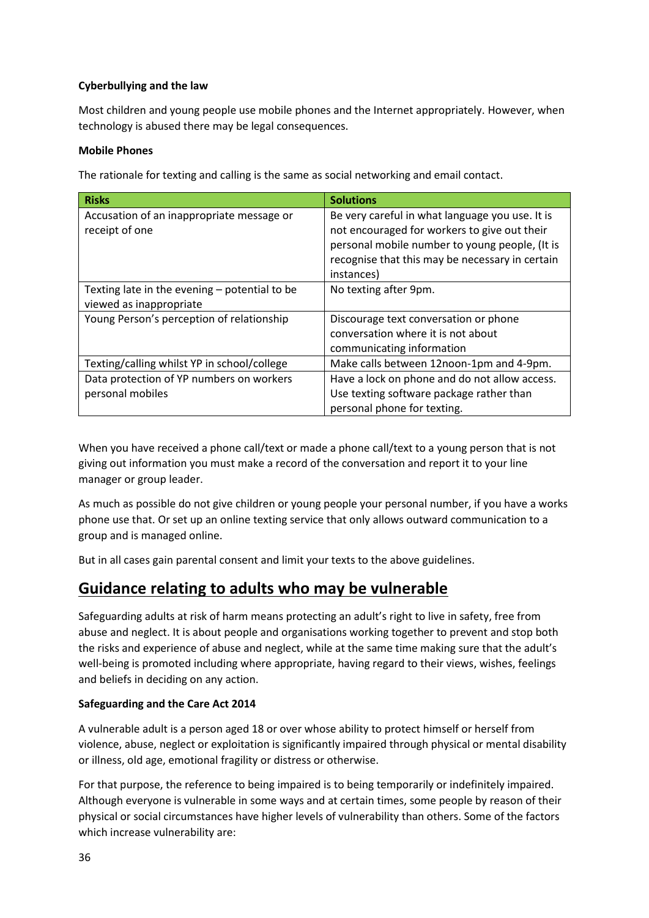**Cyberbullying and the law**

Most children and young people use mobile phones and the Internet appropriately. However, when technology is abused there may be legal consequences.

**Mobile Phones**

The rationale for texting and calling is the same as social networking and email contact.

| Risks | Solutions |
| --- | --- |
| Accusation of an inappropriate message or receipt of one | Be very careful in what language you use. It is not encouraged for workers to give out their personal mobile number to young people, (It is recognise that this may be necessary in certain instances) |
| Texting late in the evening – potential to be viewed as inappropriate | No texting after 9pm. |
| Young Person's perception of relationship | Discourage text conversation or phone conversation where it is not about communicating information |
| Texting/calling whilst YP in school/college | Make calls between 12noon-1pm and 4-9pm. |
| Data protection of YP numbers on workers personal mobiles | Have a lock on phone and do not allow access. Use texting software package rather than personal phone for texting. |

When you have received a phone call/text or made a phone call/text to a young person that is not giving out information you must make a record of the conversation and report it to your line manager or group leader.

As much as possible do not give children or young people your personal number, if you have a works phone use that. Or set up an online texting service that only allows outward communication to a group and is managed online.

But in all cases gain parental consent and limit your texts to the above guidelines.

## Guidance relating to adults who may be vulnerable

Safeguarding adults at risk of harm means protecting an adult's right to live in safety, free from abuse and neglect. It is about people and organisations working together to prevent and stop both the risks and experience of abuse and neglect, while at the same time making sure that the adult's well-being is promoted including where appropriate, having regard to their views, wishes, feelings and beliefs in deciding on any action.

**Safeguarding and the Care Act 2014**

A vulnerable adult is a person aged 18 or over whose ability to protect himself or herself from violence, abuse, neglect or exploitation is significantly impaired through physical or mental disability or illness, old age, emotional fragility or distress or otherwise.

For that purpose, the reference to being impaired is to being temporarily or indefinitely impaired. Although everyone is vulnerable in some ways and at certain times, some people by reason of their physical or social circumstances have higher levels of vulnerability than others. Some of the factors which increase vulnerability are: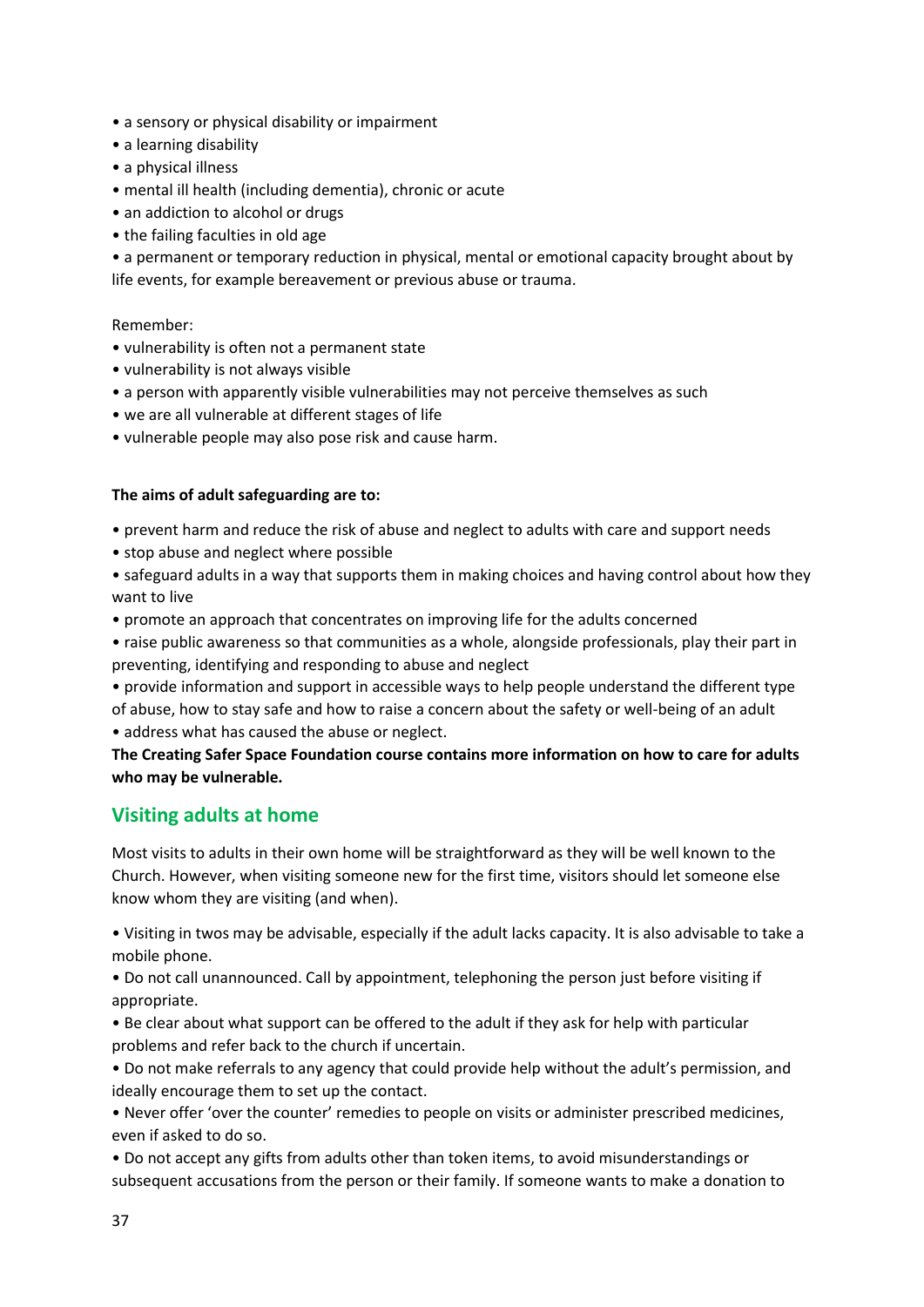- a sensory or physical disability or impairment
- a learning disability
- a physical illness
- mental ill health (including dementia), chronic or acute
- an addiction to alcohol or drugs
- the failing faculties in old age
- a permanent or temporary reduction in physical, mental or emotional capacity brought about by life events, for example bereavement or previous abuse or trauma.

Remember:

- vulnerability is often not a permanent state
- vulnerability is not always visible
- a person with apparently visible vulnerabilities may not perceive themselves as such
- we are all vulnerable at different stages of life
- vulnerable people may also pose risk and cause harm.

**The aims of adult safeguarding are to:**

- prevent harm and reduce the risk of abuse and neglect to adults with care and support needs
- stop abuse and neglect where possible
- safeguard adults in a way that supports them in making choices and having control about how they want to live
- promote an approach that concentrates on improving life for the adults concerned
- raise public awareness so that communities as a whole, alongside professionals, play their part in preventing, identifying and responding to abuse and neglect
- provide information and support in accessible ways to help people understand the different type of abuse, how to stay safe and how to raise a concern about the safety or well-being of an adult
- address what has caused the abuse or neglect.

**The Creating Safer Space Foundation course contains more information on how to care for adults who may be vulnerable.**

## Visiting adults at home

Most visits to adults in their own home will be straightforward as they will be well known to the Church. However, when visiting someone new for the first time, visitors should let someone else know whom they are visiting (and when).

- Visiting in twos may be advisable, especially if the adult lacks capacity. It is also advisable to take a mobile phone.
- Do not call unannounced. Call by appointment, telephoning the person just before visiting if appropriate.
- Be clear about what support can be offered to the adult if they ask for help with particular problems and refer back to the church if uncertain.
- Do not make referrals to any agency that could provide help without the adult's permission, and ideally encourage them to set up the contact.
- Never offer 'over the counter' remedies to people on visits or administer prescribed medicines, even if asked to do so.
- Do not accept any gifts from adults other than token items, to avoid misunderstandings or subsequent accusations from the person or their family. If someone wants to make a donation to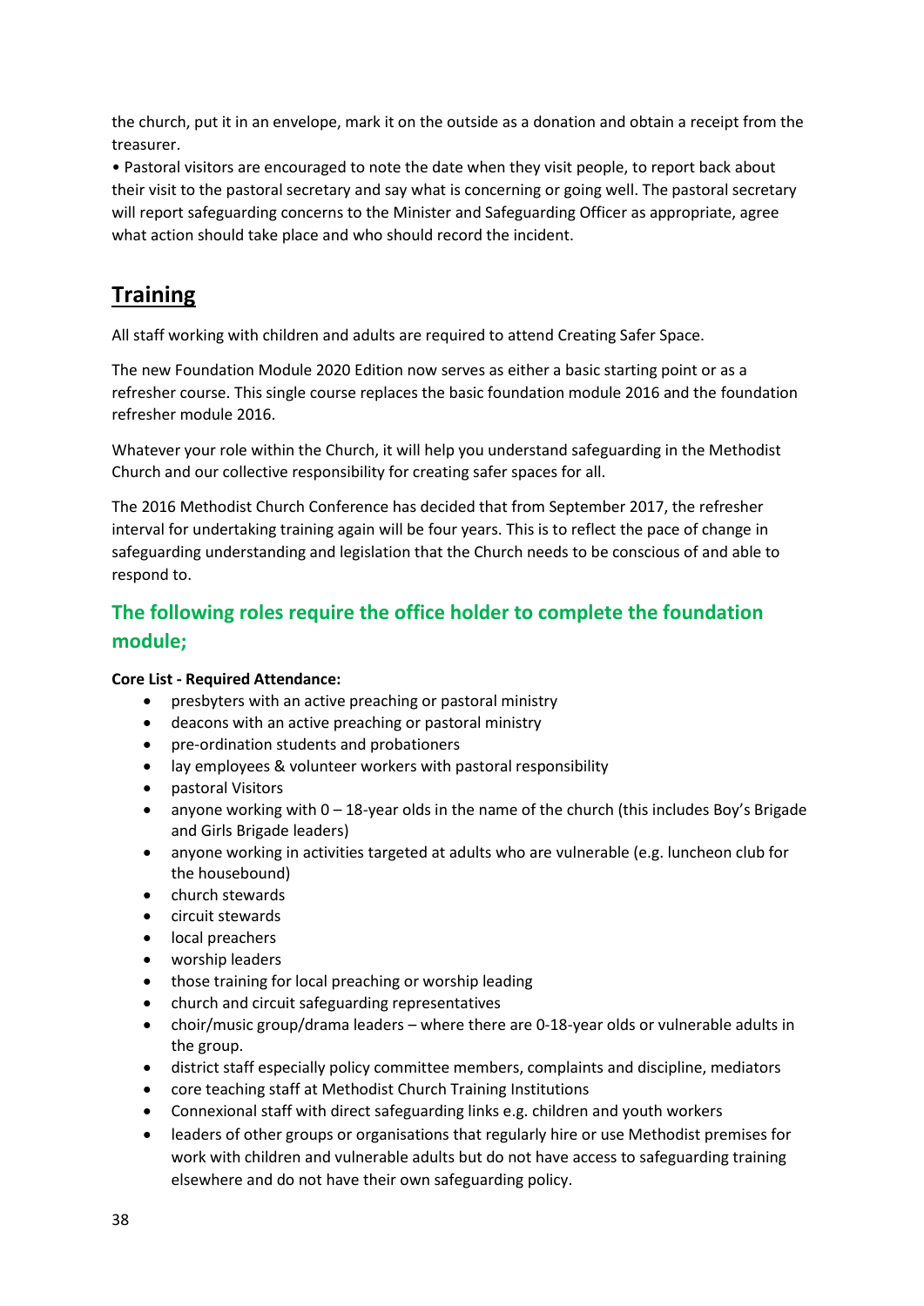the church, put it in an envelope, mark it on the outside as a donation and obtain a receipt from the treasurer.

• Pastoral visitors are encouraged to note the date when they visit people, to report back about their visit to the pastoral secretary and say what is concerning or going well. The pastoral secretary will report safeguarding concerns to the Minister and Safeguarding Officer as appropriate, agree what action should take place and who should record the incident.

## Training

All staff working with children and adults are required to attend Creating Safer Space.

The new Foundation Module 2020 Edition now serves as either a basic starting point or as a refresher course. This single course replaces the basic foundation module 2016 and the foundation refresher module 2016.

Whatever your role within the Church, it will help you understand safeguarding in the Methodist Church and our collective responsibility for creating safer spaces for all.

The 2016 Methodist Church Conference has decided that from September 2017, the refresher interval for undertaking training again will be four years. This is to reflect the pace of change in safeguarding understanding and legislation that the Church needs to be conscious of and able to respond to.

### The following roles require the office holder to complete the foundation module;

**Core List - Required Attendance:**

- presbyters with an active preaching or pastoral ministry
- deacons with an active preaching or pastoral ministry
- pre-ordination students and probationers
- lay employees & volunteer workers with pastoral responsibility
- pastoral Visitors
- anyone working with 0 – 18-year olds in the name of the church (this includes Boy's Brigade and Girls Brigade leaders)
- anyone working in activities targeted at adults who are vulnerable (e.g. luncheon club for the housebound)
- church stewards
- circuit stewards
- local preachers
- worship leaders
- those training for local preaching or worship leading
- church and circuit safeguarding representatives
- choir/music group/drama leaders – where there are 0-18-year olds or vulnerable adults in the group.
- district staff especially policy committee members, complaints and discipline, mediators
- core teaching staff at Methodist Church Training Institutions
- Connexional staff with direct safeguarding links e.g. children and youth workers
- leaders of other groups or organisations that regularly hire or use Methodist premises for work with children and vulnerable adults but do not have access to safeguarding training elsewhere and do not have their own safeguarding policy.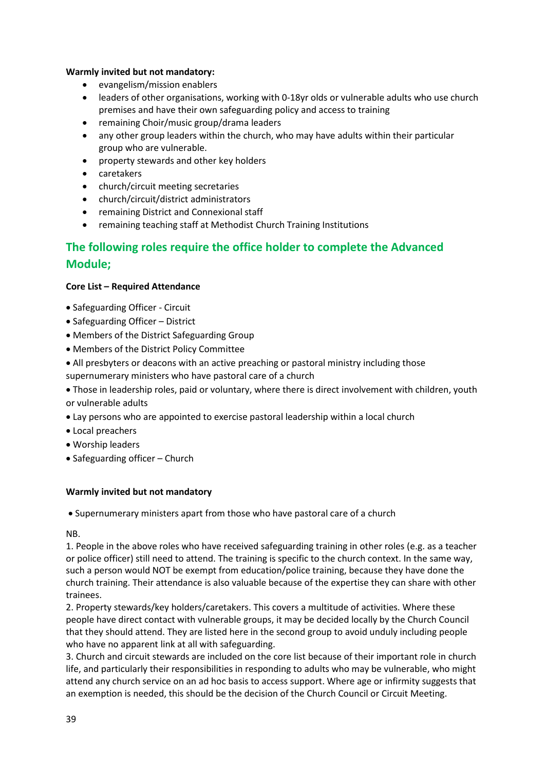**Warmly invited but not mandatory:**

- evangelism/mission enablers
- leaders of other organisations, working with 0-18yr olds or vulnerable adults who use church premises and have their own safeguarding policy and access to training
- remaining Choir/music group/drama leaders
- any other group leaders within the church, who may have adults within their particular group who are vulnerable.
- property stewards and other key holders
- caretakers
- church/circuit meeting secretaries
- church/circuit/district administrators
- remaining District and Connexional staff
- remaining teaching staff at Methodist Church Training Institutions

## The following roles require the office holder to complete the Advanced Module;

**Core List – Required Attendance**

- Safeguarding Officer - Circuit
- Safeguarding Officer – District
- Members of the District Safeguarding Group
- Members of the District Policy Committee
- All presbyters or deacons with an active preaching or pastoral ministry including those supernumerary ministers who have pastoral care of a church
- Those in leadership roles, paid or voluntary, where there is direct involvement with children, youth or vulnerable adults
- Lay persons who are appointed to exercise pastoral leadership within a local church
- Local preachers
- Worship leaders
- Safeguarding officer – Church

**Warmly invited but not mandatory**

- Supernumerary ministers apart from those who have pastoral care of a church

NB.

1. People in the above roles who have received safeguarding training in other roles (e.g. as a teacher or police officer) still need to attend. The training is specific to the church context. In the same way, such a person would NOT be exempt from education/police training, because they have done the church training. Their attendance is also valuable because of the expertise they can share with other trainees.
2. Property stewards/key holders/caretakers. This covers a multitude of activities. Where these people have direct contact with vulnerable groups, it may be decided locally by the Church Council that they should attend. They are listed here in the second group to avoid unduly including people who have no apparent link at all with safeguarding.
3. Church and circuit stewards are included on the core list because of their important role in church life, and particularly their responsibilities in responding to adults who may be vulnerable, who might attend any church service on an ad hoc basis to access support. Where age or infirmity suggests that an exemption is needed, this should be the decision of the Church Council or Circuit Meeting.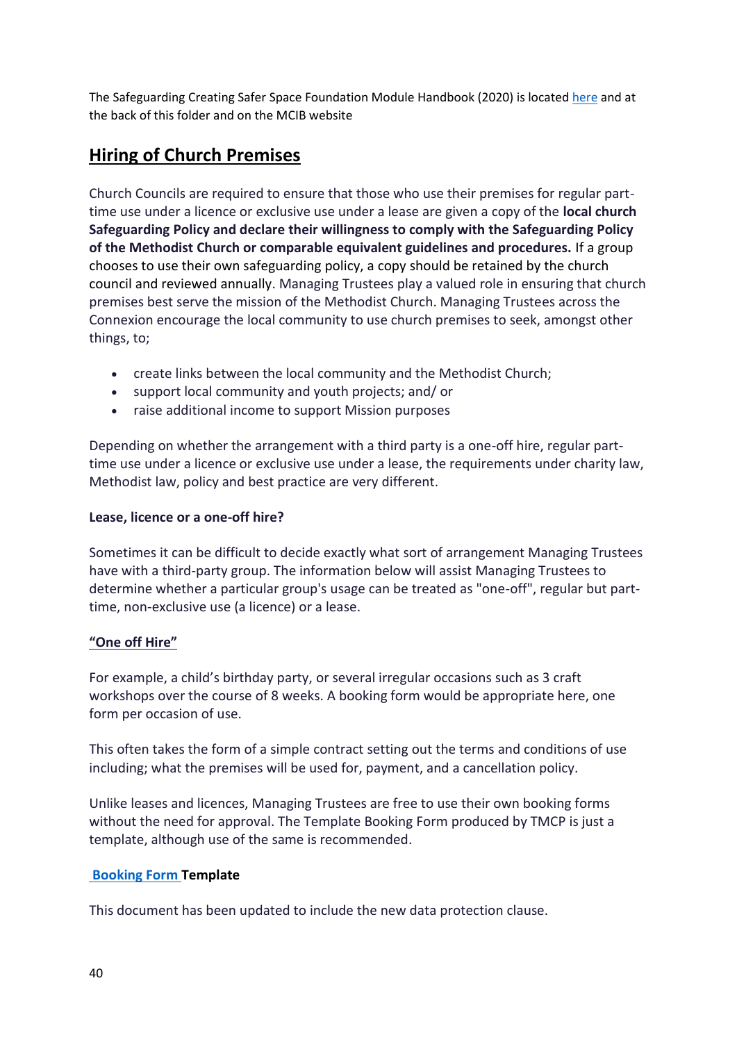The Safeguarding Creating Safer Space Foundation Module Handbook (2020) is located here and at the back of this folder and on the MCIB website

## Hiring of Church Premises

Church Councils are required to ensure that those who use their premises for regular part-time use under a licence or exclusive use under a lease are given a copy of the **local church Safeguarding Policy and declare their willingness to comply with the Safeguarding Policy of the Methodist Church or comparable equivalent guidelines and procedures.** If a group chooses to use their own safeguarding policy, a copy should be retained by the church council and reviewed annually. Managing Trustees play a valued role in ensuring that church premises best serve the mission of the Methodist Church. Managing Trustees across the Connexion encourage the local community to use church premises to seek, amongst other things, to;

- create links between the local community and the Methodist Church;
- support local community and youth projects; and/ or
- raise additional income to support Mission purposes

Depending on whether the arrangement with a third party is a one-off hire, regular part-time use under a licence or exclusive use under a lease, the requirements under charity law, Methodist law, policy and best practice are very different.

**Lease, licence or a one-off hire?**

Sometimes it can be difficult to decide exactly what sort of arrangement Managing Trustees have with a third-party group. The information below will assist Managing Trustees to determine whether a particular group's usage can be treated as "one-off", regular but part-time, non-exclusive use (a licence) or a lease.

**"One off Hire"**

For example, a child's birthday party, or several irregular occasions such as 3 craft workshops over the course of 8 weeks. A booking form would be appropriate here, one form per occasion of use.

This often takes the form of a simple contract setting out the terms and conditions of use including; what the premises will be used for, payment, and a cancellation policy.

Unlike leases and licences, Managing Trustees are free to use their own booking forms without the need for approval. The Template Booking Form produced by TMCP is just a template, although use of the same is recommended.

**Booking Form Template**

This document has been updated to include the new data protection clause.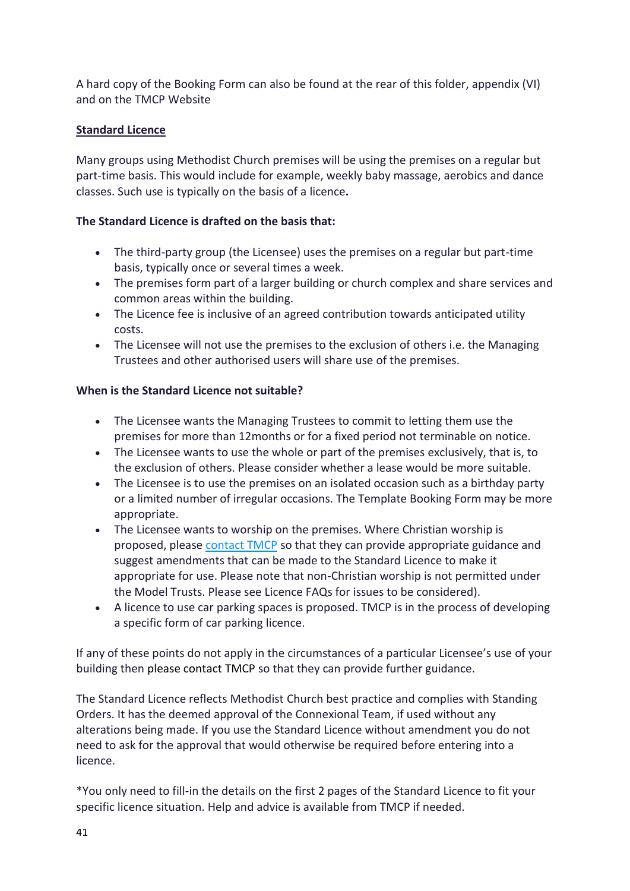A hard copy of the Booking Form can also be found at the rear of this folder, appendix (VI) and on the TMCP Website

**<u>Standard Licence</u>**

Many groups using Methodist Church premises will be using the premises on a regular but part-time basis. This would include for example, weekly baby massage, aerobics and dance classes. Such use is typically on the basis of a licence**.**

**The Standard Licence is drafted on the basis that:**

- The third-party group (the Licensee) uses the premises on a regular but part-time basis, typically once or several times a week.
- The premises form part of a larger building or church complex and share services and common areas within the building.
- The Licence fee is inclusive of an agreed contribution towards anticipated utility costs.
- The Licensee will not use the premises to the exclusion of others i.e. the Managing Trustees and other authorised users will share use of the premises.

**When is the Standard Licence not suitable?**

- The Licensee wants the Managing Trustees to commit to letting them use the premises for more than 12months or for a fixed period not terminable on notice.
- The Licensee wants to use the whole or part of the premises exclusively, that is, to the exclusion of others. Please consider whether a lease would be more suitable.
- The Licensee is to use the premises on an isolated occasion such as a birthday party or a limited number of irregular occasions. The Template Booking Form may be more appropriate.
- The Licensee wants to worship on the premises. Where Christian worship is proposed, please contact TMCP so that they can provide appropriate guidance and suggest amendments that can be made to the Standard Licence to make it appropriate for use. Please note that non-Christian worship is not permitted under the Model Trusts. Please see Licence FAQs for issues to be considered).
- A licence to use car parking spaces is proposed. TMCP is in the process of developing a specific form of car parking licence.

If any of these points do not apply in the circumstances of a particular Licensee's use of your building then please contact TMCP so that they can provide further guidance.

The Standard Licence reflects Methodist Church best practice and complies with Standing Orders. It has the deemed approval of the Connexional Team, if used without any alterations being made. If you use the Standard Licence without amendment you do not need to ask for the approval that would otherwise be required before entering into a licence.

*You only need to fill-in the details on the first 2 pages of the Standard Licence to fit your specific licence situation. Help and advice is available from TMCP if needed.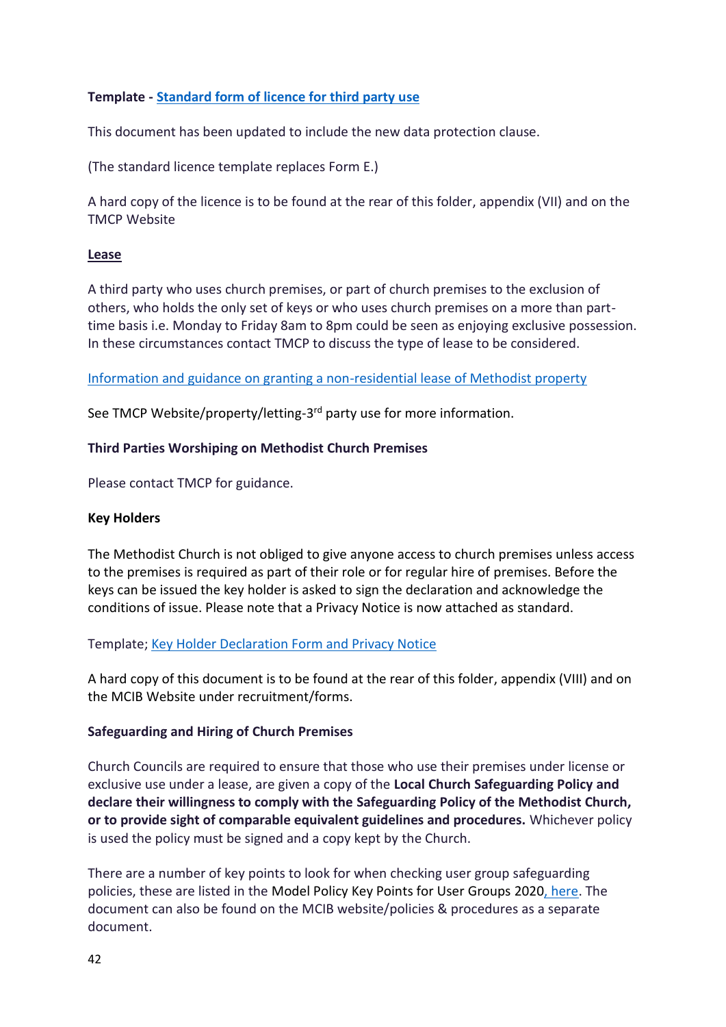**Template - Standard form of licence for third party use**

This document has been updated to include the new data protection clause.

(The standard licence template replaces Form E.)

A hard copy of the licence is to be found at the rear of this folder, appendix (VII) and on the TMCP Website

**Lease**

A third party who uses church premises, or part of church premises to the exclusion of others, who holds the only set of keys or who uses church premises on a more than part-time basis i.e. Monday to Friday 8am to 8pm could be seen as enjoying exclusive possession. In these circumstances contact TMCP to discuss the type of lease to be considered.

Information and guidance on granting a non-residential lease of Methodist property

See TMCP Website/property/letting-3rd party use for more information.

**Third Parties Worshiping on Methodist Church Premises**

Please contact TMCP for guidance.

**Key Holders**

The Methodist Church is not obliged to give anyone access to church premises unless access to the premises is required as part of their role or for regular hire of premises. Before the keys can be issued the key holder is asked to sign the declaration and acknowledge the conditions of issue. Please note that a Privacy Notice is now attached as standard.

Template; Key Holder Declaration Form and Privacy Notice

A hard copy of this document is to be found at the rear of this folder, appendix (VIII) and on the MCIB Website under recruitment/forms.

**Safeguarding and Hiring of Church Premises**

Church Councils are required to ensure that those who use their premises under license or exclusive use under a lease, are given a copy of the **Local Church Safeguarding Policy and declare their willingness to comply with the Safeguarding Policy of the Methodist Church, or to provide sight of comparable equivalent guidelines and procedures.** Whichever policy is used the policy must be signed and a copy kept by the Church.

There are a number of key points to look for when checking user group safeguarding policies, these are listed in the Model Policy Key Points for User Groups 2020, here. The document can also be found on the MCIB website/policies & procedures as a separate document.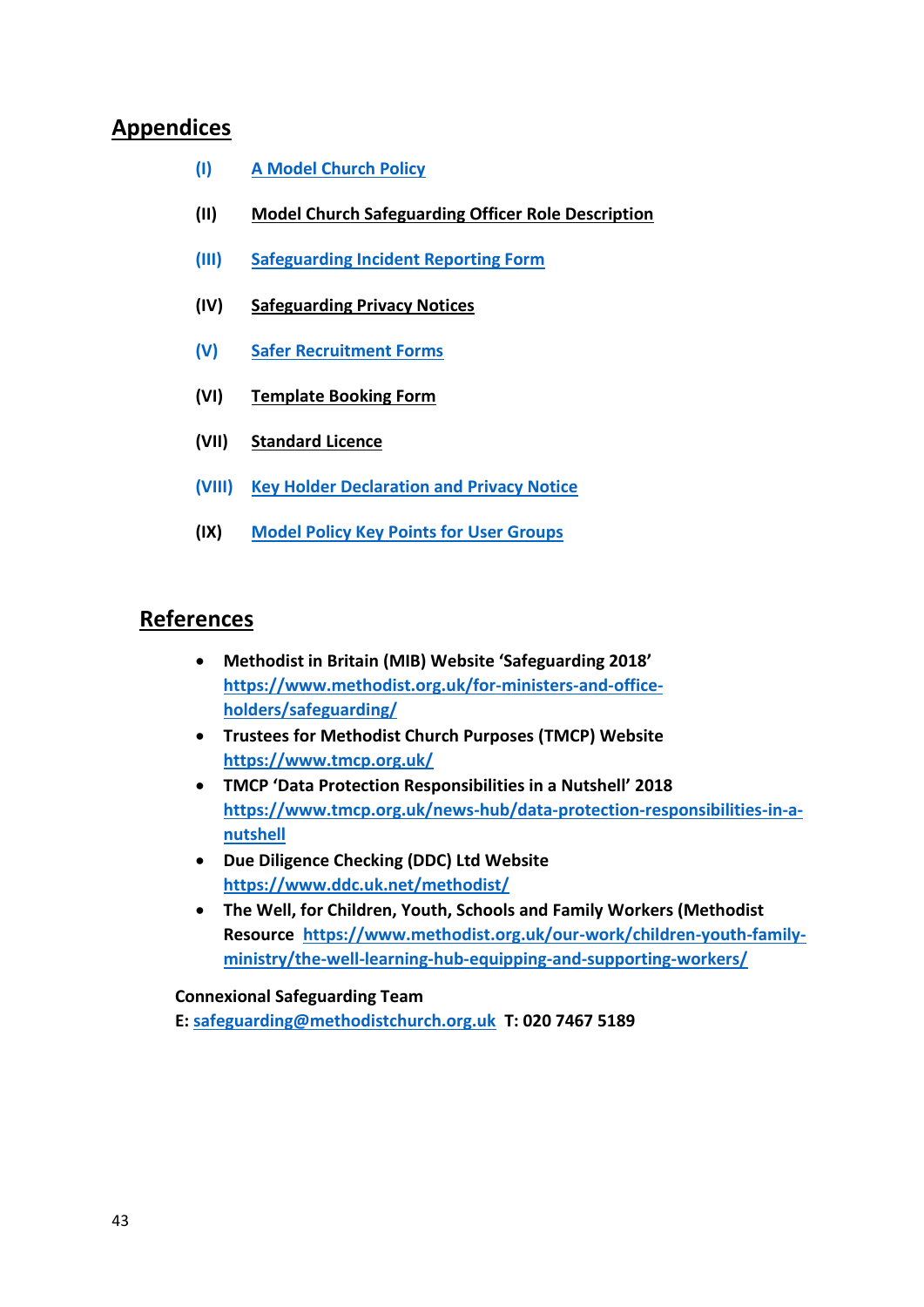## Appendices

- (I) A Model Church Policy
- (II) Model Church Safeguarding Officer Role Description
- (III) Safeguarding Incident Reporting Form
- (IV) Safeguarding Privacy Notices
- (V) Safer Recruitment Forms
- (VI) Template Booking Form
- (VII) Standard Licence
- (VIII) Key Holder Declaration and Privacy Notice
- (IX) Model Policy Key Points for User Groups

## References

- **Methodist in Britain (MIB) Website 'Safeguarding 2018'** https://www.methodist.org.uk/for-ministers-and-office-holders/safeguarding/
- **Trustees for Methodist Church Purposes (TMCP) Website** https://www.tmcp.org.uk/
- **TMCP 'Data Protection Responsibilities in a Nutshell' 2018** https://www.tmcp.org.uk/news-hub/data-protection-responsibilities-in-a-nutshell
- **Due Diligence Checking (DDC) Ltd Website** https://www.ddc.uk.net/methodist/
- **The Well, for Children, Youth, Schools and Family Workers (Methodist Resource** https://www.methodist.org.uk/our-work/children-youth-family-ministry/the-well-learning-hub-equipping-and-supporting-workers/

**Connexional Safeguarding Team**
**E:** safeguarding@methodistchurch.org.uk **T: 020 7467 5189**